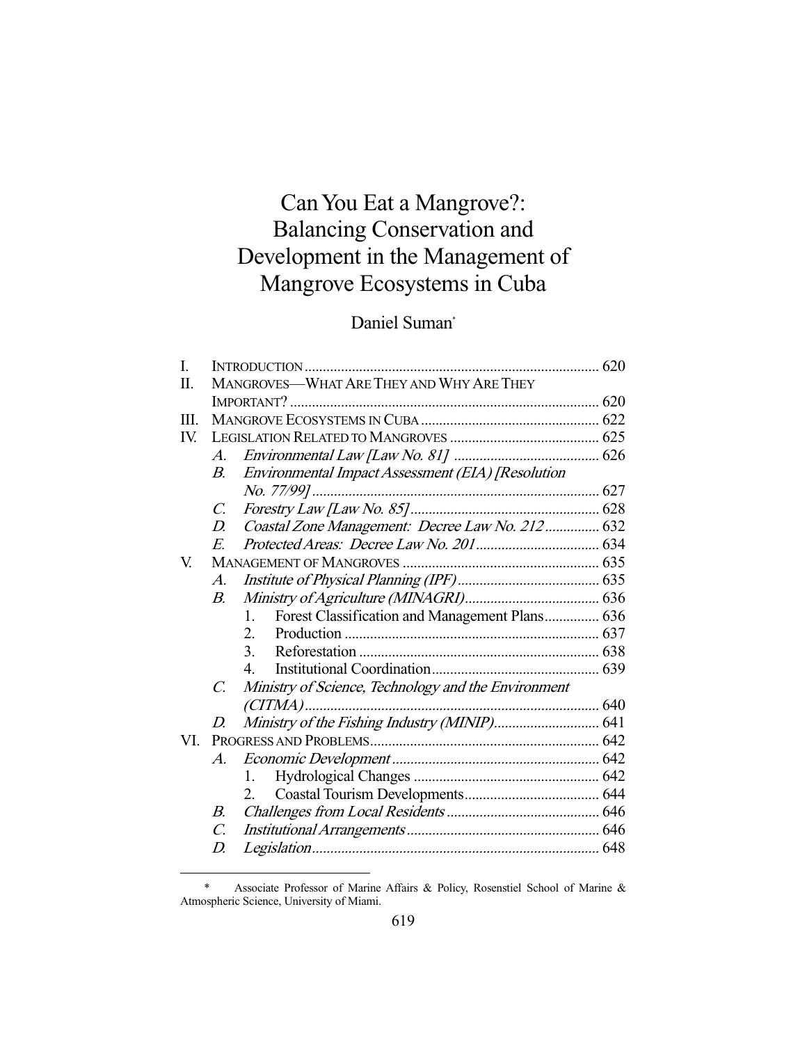# Can You Eat a Mangrove?: Balancing Conservation and Development in the Management of Mangrove Ecosystems in Cuba

Daniel Suman*

| | | | | |
|---|---|---|---|---|
| I. | INTRODUCTION | | | 620 |
| II. | MANGROVES—WHAT ARE THEY AND WHY ARE THEY IMPORTANT? | | | 620 |
| III. | MANGROVE ECOSYSTEMS IN CUBA | | | 622 |
| IV. | LEGISLATION RELATED TO MANGROVES | | | 625 |
| | *A.* | *Environmental Law [Law No. 81]* | | 626 |
| | *B.* | *Environmental Impact Assessment (EIA) [Resolution No. 77/99]* | | 627 |
| | *C.* | *Forestry Law [Law No. 85]* | | 628 |
| | *D.* | *Coastal Zone Management: Decree Law No. 212* | | 632 |
| | *E.* | *Protected Areas: Decree Law No. 201* | | 634 |
| V. | MANAGEMENT OF MANGROVES | | | 635 |
| | *A.* | *Institute of Physical Planning (IPF)* | | 635 |
| | *B.* | *Ministry of Agriculture (MINAGRI)* | | 636 |
| | | 1. | Forest Classification and Management Plans | 636 |
| | | 2. | Production | 637 |
| | | 3. | Reforestation | 638 |
| | | 4. | Institutional Coordination | 639 |
| | *C.* | *Ministry of Science, Technology and the Environment (CITMA)* | | 640 |
| | *D.* | *Ministry of the Fishing Industry (MINIP)* | | 641 |
| VI. | PROGRESS AND PROBLEMS | | | 642 |
| | *A.* | *Economic Development* | | 642 |
| | | 1. | Hydrological Changes | 642 |
| | | 2. | Coastal Tourism Developments | 644 |
| | *B.* | *Challenges from Local Residents* | | 646 |
| | *C.* | *Institutional Arrangements* | | 646 |
| | *D.* | *Legislation* | | 648 |

\* Associate Professor of Marine Affairs & Policy, Rosenstiel School of Marine & Atmospheric Science, University of Miami.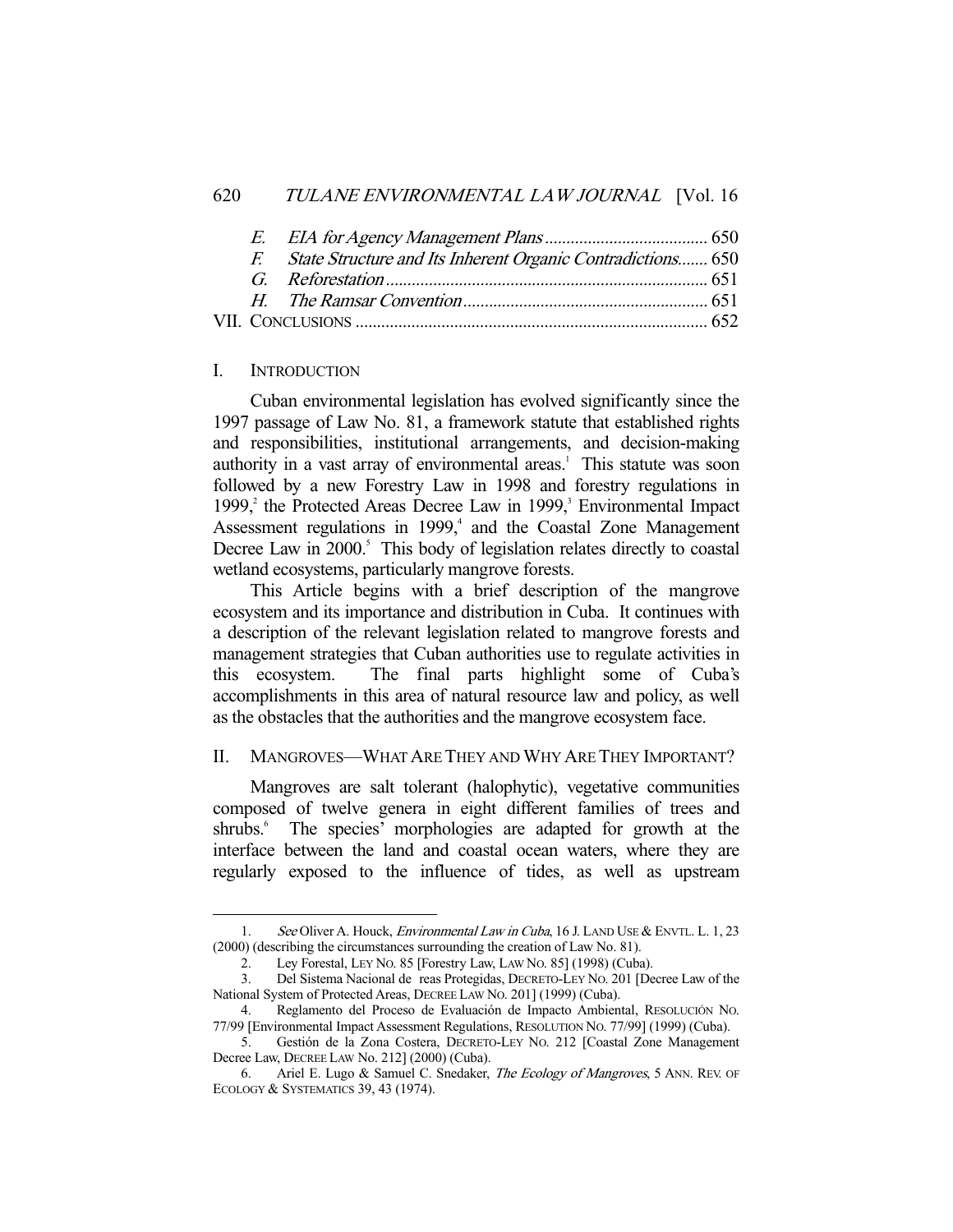| | | |
|---|---|---|
| | *E. EIA for Agency Management Plans* | 650 |
| | *F. State Structure and Its Inherent Organic Contradictions* | 650 |
| | *G. Reforestation* | 651 |
| | *H. The Ramsar Convention* | 651 |
| VII. | CONCLUSIONS | 652 |

## I. INTRODUCTION

Cuban environmental legislation has evolved significantly since the 1997 passage of Law No. 81, a framework statute that established rights and responsibilities, institutional arrangements, and decision-making authority in a vast array of environmental areas.[1] This statute was soon followed by a new Forestry Law in 1998 and forestry regulations in 1999,[2] the Protected Areas Decree Law in 1999,[3] Environmental Impact Assessment regulations in 1999,[4] and the Coastal Zone Management Decree Law in 2000.[5] This body of legislation relates directly to coastal wetland ecosystems, particularly mangrove forests.

This Article begins with a brief description of the mangrove ecosystem and its importance and distribution in Cuba. It continues with a description of the relevant legislation related to mangrove forests and management strategies that Cuban authorities use to regulate activities in this ecosystem. The final parts highlight some of Cuba's accomplishments in this area of natural resource law and policy, as well as the obstacles that the authorities and the mangrove ecosystem face.

## II. MANGROVES—WHAT ARE THEY AND WHY ARE THEY IMPORTANT?

Mangroves are salt tolerant (halophytic), vegetative communities composed of twelve genera in eight different families of trees and shrubs.[6] The species' morphologies are adapted for growth at the interface between the land and coastal ocean waters, where they are regularly exposed to the influence of tides, as well as upstream

---

1. *See* Oliver A. Houck, *Environmental Law in Cuba*, 16 J. LAND USE & ENVTL. L. 1, 23 (2000) (describing the circumstances surrounding the creation of Law No. 81).

2. Ley Forestal, LEY NO. 85 [Forestry Law, LAW NO. 85] (1998) (Cuba).

3. Del Sistema Nacional de reas Protegidas, DECRETO-LEY NO. 201 [Decree Law of the National System of Protected Areas, DECREE LAW NO. 201] (1999) (Cuba).

4. Reglamento del Proceso de Evaluación de Impacto Ambiental, RESOLUCIÓN NO. 77/99 [Environmental Impact Assessment Regulations, RESOLUTION NO. 77/99] (1999) (Cuba).

5. Gestión de la Zona Costera, DECRETO-LEY NO. 212 [Coastal Zone Management Decree Law, DECREE LAW No. 212] (2000) (Cuba).

6. Ariel E. Lugo & Samuel C. Snedaker, *The Ecology of Mangroves*, 5 ANN. REV. OF ECOLOGY & SYSTEMATICS 39, 43 (1974).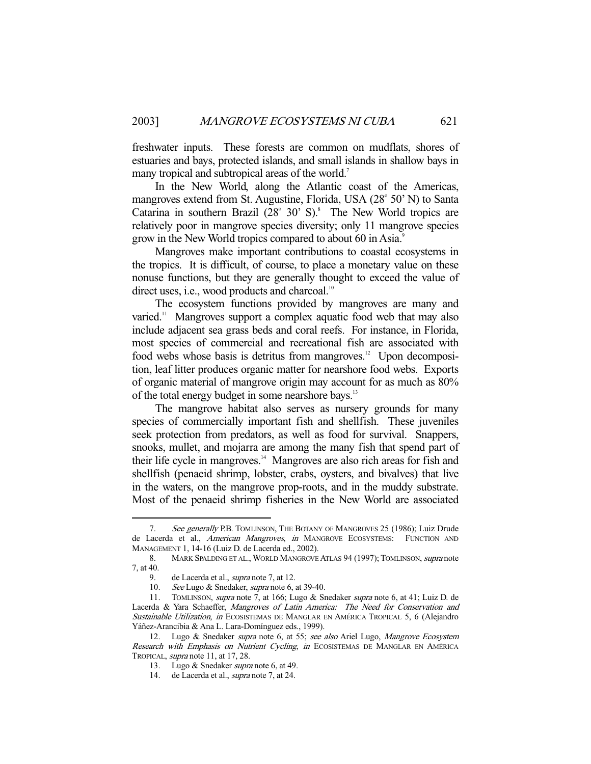freshwater inputs. These forests are common on mudflats, shores of estuaries and bays, protected islands, and small islands in shallow bays in many tropical and subtropical areas of the world.[7]

In the New World, along the Atlantic coast of the Americas, mangroves extend from St. Augustine, Florida, USA (28° 50' N) to Santa Catarina in southern Brazil (28° 30' S).[8] The New World tropics are relatively poor in mangrove species diversity; only 11 mangrove species grow in the New World tropics compared to about 60 in Asia.[9]

Mangroves make important contributions to coastal ecosystems in the tropics. It is difficult, of course, to place a monetary value on these nonuse functions, but they are generally thought to exceed the value of direct uses, i.e., wood products and charcoal.[10]

The ecosystem functions provided by mangroves are many and varied.[11] Mangroves support a complex aquatic food web that may also include adjacent sea grass beds and coral reefs. For instance, in Florida, most species of commercial and recreational fish are associated with food webs whose basis is detritus from mangroves.[12] Upon decomposition, leaf litter produces organic matter for nearshore food webs. Exports of organic material of mangrove origin may account for as much as 80% of the total energy budget in some nearshore bays.[13]

The mangrove habitat also serves as nursery grounds for many species of commercially important fish and shellfish. These juveniles seek protection from predators, as well as food for survival. Snappers, snooks, mullet, and mojarra are among the many fish that spend part of their life cycle in mangroves.[14] Mangroves are also rich areas for fish and shellfish (penaeid shrimp, lobster, crabs, oysters, and bivalves) that live in the waters, on the mangrove prop-roots, and in the muddy substrate. Most of the penaeid shrimp fisheries in the New World are associated

---

7. *See generally* P.B. TOMLINSON, THE BOTANY OF MANGROVES 25 (1986); Luiz Drude de Lacerda et al., *American Mangroves*, *in* MANGROVE ECOSYSTEMS: FUNCTION AND MANAGEMENT 1, 14-16 (Luiz D. de Lacerda ed., 2002).

8. MARK SPALDING ET AL., WORLD MANGROVE ATLAS 94 (1997); TOMLINSON, *supra* note 7, at 40.

9. de Lacerda et al., *supra* note 7, at 12.

10. *See* Lugo & Snedaker, *supra* note 6, at 39-40.

11. TOMLINSON, *supra* note 7, at 166; Lugo & Snedaker *supra* note 6, at 41; Luiz D. de Lacerda & Yara Schaeffer, *Mangroves of Latin America: The Need for Conservation and Sustainable Utilization*, *in* ECOSISTEMAS DE MANGLAR EN AMÉRICA TROPICAL 5, 6 (Alejandro Yáñez-Arancibia & Ana L. Lara-Domínguez eds., 1999).

12. Lugo & Snedaker *supra* note 6, at 55; *see also* Ariel Lugo, *Mangrove Ecosystem Research with Emphasis on Nutrient Cycling*, *in* ECOSISTEMAS DE MANGLAR EN AMÉRICA TROPICAL, *supra* note 11, at 17, 28.

13. Lugo & Snedaker *supra* note 6, at 49.

14. de Lacerda et al., *supra* note 7, at 24.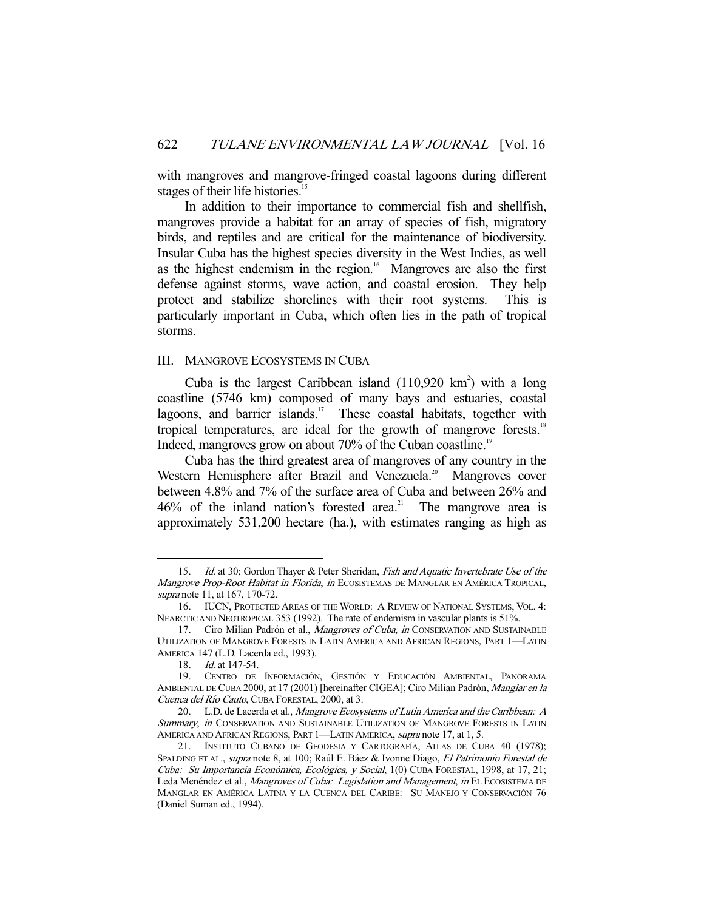with mangroves and mangrove-fringed coastal lagoons during different stages of their life histories.[15]

In addition to their importance to commercial fish and shellfish, mangroves provide a habitat for an array of species of fish, migratory birds, and reptiles and are critical for the maintenance of biodiversity. Insular Cuba has the highest species diversity in the West Indies, as well as the highest endemism in the region.[16] Mangroves are also the first defense against storms, wave action, and coastal erosion. They help protect and stabilize shorelines with their root systems. This is particularly important in Cuba, which often lies in the path of tropical storms.

## III. MANGROVE ECOSYSTEMS IN CUBA

Cuba is the largest Caribbean island (110,920 $km^2$) with a long coastline (5746 km) composed of many bays and estuaries, coastal lagoons, and barrier islands.[17] These coastal habitats, together with tropical temperatures, are ideal for the growth of mangrove forests.[18] Indeed, mangroves grow on about 70% of the Cuban coastline.[19]

Cuba has the third greatest area of mangroves of any country in the Western Hemisphere after Brazil and Venezuela.[20] Mangroves cover between 4.8% and 7% of the surface area of Cuba and between 26% and 46% of the inland nation's forested area.[21] The mangrove area is approximately 531,200 hectare (ha.), with estimates ranging as high as

---

15. *Id.* at 30; Gordon Thayer & Peter Sheridan, *Fish and Aquatic Invertebrate Use of the Mangrove Prop-Root Habitat in Florida*, *in* ECOSISTEMAS DE MANGLAR EN AMÉRICA TROPICAL, *supra* note 11, at 167, 170-72.

16. IUCN, PROTECTED AREAS OF THE WORLD: A REVIEW OF NATIONAL SYSTEMS, VOL. 4: NEARCTIC AND NEOTROPICAL 353 (1992). The rate of endemism in vascular plants is 51%.

17. Ciro Milian Padrón et al., *Mangroves of Cuba*, *in* CONSERVATION AND SUSTAINABLE UTILIZATION OF MANGROVE FORESTS IN LATIN AMERICA AND AFRICAN REGIONS, PART 1—LATIN AMERICA 147 (L.D. Lacerda ed., 1993).

18. *Id.* at 147-54.

19. CENTRO DE INFORMACIÓN, GESTIÓN Y EDUCACIÓN AMBIENTAL, PANORAMA AMBIENTAL DE CUBA 2000, at 17 (2001) [hereinafter CIGEA]; Ciro Milian Padrón, *Manglar en la Cuenca del Río Cauto*, CUBA FORESTAL, 2000, at 3.

20. L.D. de Lacerda et al., *Mangrove Ecosystems of Latin America and the Caribbean: A Summary*, *in* CONSERVATION AND SUSTAINABLE UTILIZATION OF MANGROVE FORESTS IN LATIN AMERICA AND AFRICAN REGIONS, PART 1—LATIN AMERICA, *supra* note 17, at 1, 5.

21. INSTITUTO CUBANO DE GEODESIA Y CARTOGRAFÍA, ATLAS DE CUBA 40 (1978); SPALDING ET AL., *supra* note 8, at 100; Raúl E. Báez & Ivonne Diago, *El Patrimonio Forestal de Cuba: Su Importancia Económica, Ecológica, y Social*, 1(0) CUBA FORESTAL, 1998, at 17, 21; Leda Menéndez et al., *Mangroves of Cuba: Legislation and Management*, *in* EL ECOSISTEMA DE MANGLAR EN AMÉRICA LATINA Y LA CUENCA DEL CARIBE: SU MANEJO Y CONSERVACIÓN 76 (Daniel Suman ed., 1994).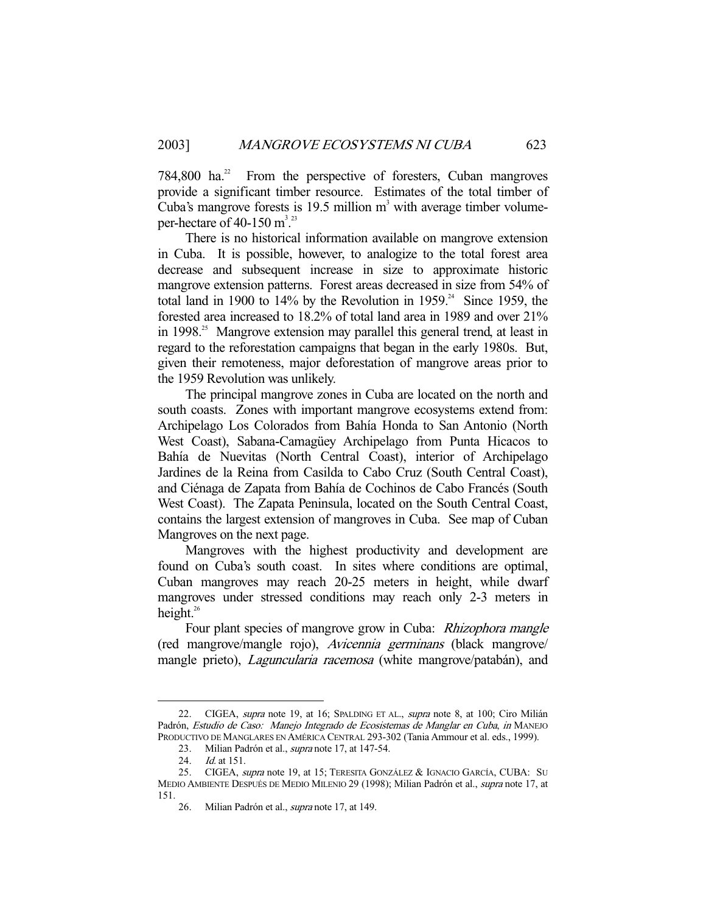784,800 ha.[22] From the perspective of foresters, Cuban mangroves provide a significant timber resource. Estimates of the total timber of Cuba's mangrove forests is 19.5 million $m^3$ with average timber volume-per-hectare of 40-150 $m^3$.[23]

There is no historical information available on mangrove extension in Cuba. It is possible, however, to analogize to the total forest area decrease and subsequent increase in size to approximate historic mangrove extension patterns. Forest areas decreased in size from 54% of total land in 1900 to 14% by the Revolution in 1959.[24] Since 1959, the forested area increased to 18.2% of total land area in 1989 and over 21% in 1998.[25] Mangrove extension may parallel this general trend, at least in regard to the reforestation campaigns that began in the early 1980s. But, given their remoteness, major deforestation of mangrove areas prior to the 1959 Revolution was unlikely.

The principal mangrove zones in Cuba are located on the north and south coasts. Zones with important mangrove ecosystems extend from: Archipelago Los Colorados from Bahía Honda to San Antonio (North West Coast), Sabana-Camagüey Archipelago from Punta Hicacos to Bahía de Nuevitas (North Central Coast), interior of Archipelago Jardines de la Reina from Casilda to Cabo Cruz (South Central Coast), and Ciénaga de Zapata from Bahía de Cochinos de Cabo Francés (South West Coast). The Zapata Peninsula, located on the South Central Coast, contains the largest extension of mangroves in Cuba. See map of Cuban Mangroves on the next page.

Mangroves with the highest productivity and development are found on Cuba's south coast. In sites where conditions are optimal, Cuban mangroves may reach 20-25 meters in height, while dwarf mangroves under stressed conditions may reach only 2-3 meters in height.[26]

Four plant species of mangrove grow in Cuba: *Rhizophora mangle* (red mangrove/mangle rojo), *Avicennia germinans* (black mangrove/ mangle prieto), *Laguncularia racemosa* (white mangrove/patabán), and

---

22. CIGEA, *supra* note 19, at 16; SPALDING ET AL., *supra* note 8, at 100; Ciro Milián Padrón, *Estudio de Caso: Manejo Integrado de Ecosistemas de Manglar en Cuba*, *in* MANEJO PRODUCTIVO DE MANGLARES EN AMÉRICA CENTRAL 293-302 (Tania Ammour et al. eds., 1999).

23. Milian Padrón et al., *supra* note 17, at 147-54.

24. *Id.* at 151.

25. CIGEA, *supra* note 19, at 15; TERESITA GONZÁLEZ & IGNACIO GARCÍA, CUBA: SU MEDIO AMBIENTE DESPUÉS DE MEDIO MILENIO 29 (1998); Milian Padrón et al., *supra* note 17, at 151.

26. Milian Padrón et al., *supra* note 17, at 149.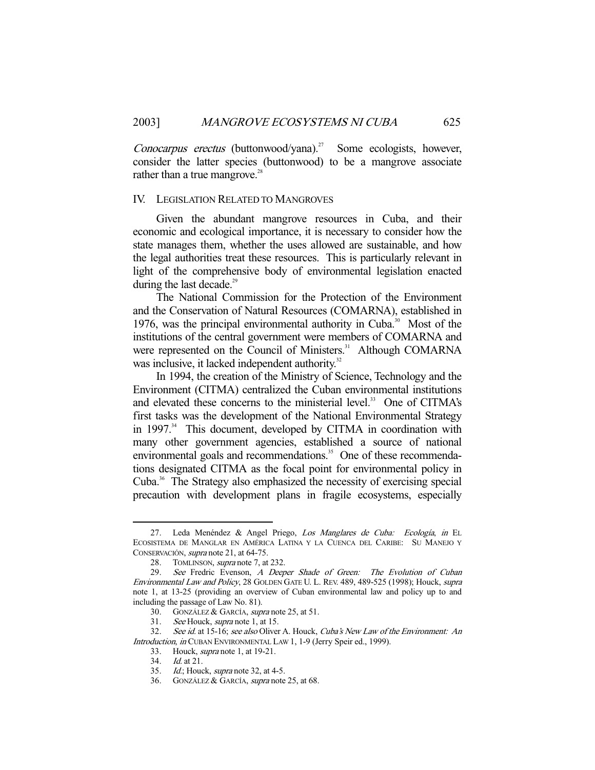*Conocarpus erectus* (buttonwood/yana).[27] Some ecologists, however, consider the latter species (buttonwood) to be a mangrove associate rather than a true mangrove.[28]

## IV. LEGISLATION RELATED TO MANGROVES

Given the abundant mangrove resources in Cuba, and their economic and ecological importance, it is necessary to consider how the state manages them, whether the uses allowed are sustainable, and how the legal authorities treat these resources. This is particularly relevant in light of the comprehensive body of environmental legislation enacted during the last decade.[29]

The National Commission for the Protection of the Environment and the Conservation of Natural Resources (COMARNA), established in 1976, was the principal environmental authority in Cuba.[30] Most of the institutions of the central government were members of COMARNA and were represented on the Council of Ministers.[31] Although COMARNA was inclusive, it lacked independent authority.[32]

In 1994, the creation of the Ministry of Science, Technology and the Environment (CITMA) centralized the Cuban environmental institutions and elevated these concerns to the ministerial level.[33] One of CITMA's first tasks was the development of the National Environmental Strategy in 1997.[34] This document, developed by CITMA in coordination with many other government agencies, established a source of national environmental goals and recommendations.[35] One of these recommendations designated CITMA as the focal point for environmental policy in Cuba.[36] The Strategy also emphasized the necessity of exercising special precaution with development plans in fragile ecosystems, especially

---

27. Leda Menéndez & Angel Priego, *Los Manglares de Cuba: Ecología*, *in* EL ECOSISTEMA DE MANGLAR EN AMÉRICA LATINA Y LA CUENCA DEL CARIBE: SU MANEJO Y CONSERVACIÓN, *supra* note 21, at 64-75.

28. TOMLINSON, *supra* note 7, at 232.

29. *See* Fredric Evenson, *A Deeper Shade of Green: The Evolution of Cuban Environmental Law and Policy*, 28 GOLDEN GATE U. L. REV. 489, 489-525 (1998); Houck, *supra* note 1, at 13-25 (providing an overview of Cuban environmental law and policy up to and including the passage of Law No. 81).

30. GONZÁLEZ & GARCÍA, *supra* note 25, at 51.

31. *See* Houck, *supra* note 1, at 15.

32. *See id.* at 15-16; *see also* Oliver A. Houck, *Cuba's New Law of the Environment: An Introduction*, *in* CUBAN ENVIRONMENTAL LAW 1, 1-9 (Jerry Speir ed., 1999).

33. Houck, *supra* note 1, at 19-21.

34. *Id.* at 21.

35. *Id.*; Houck, *supra* note 32, at 4-5.

36. GONZÁLEZ & GARCÍA, *supra* note 25, at 68.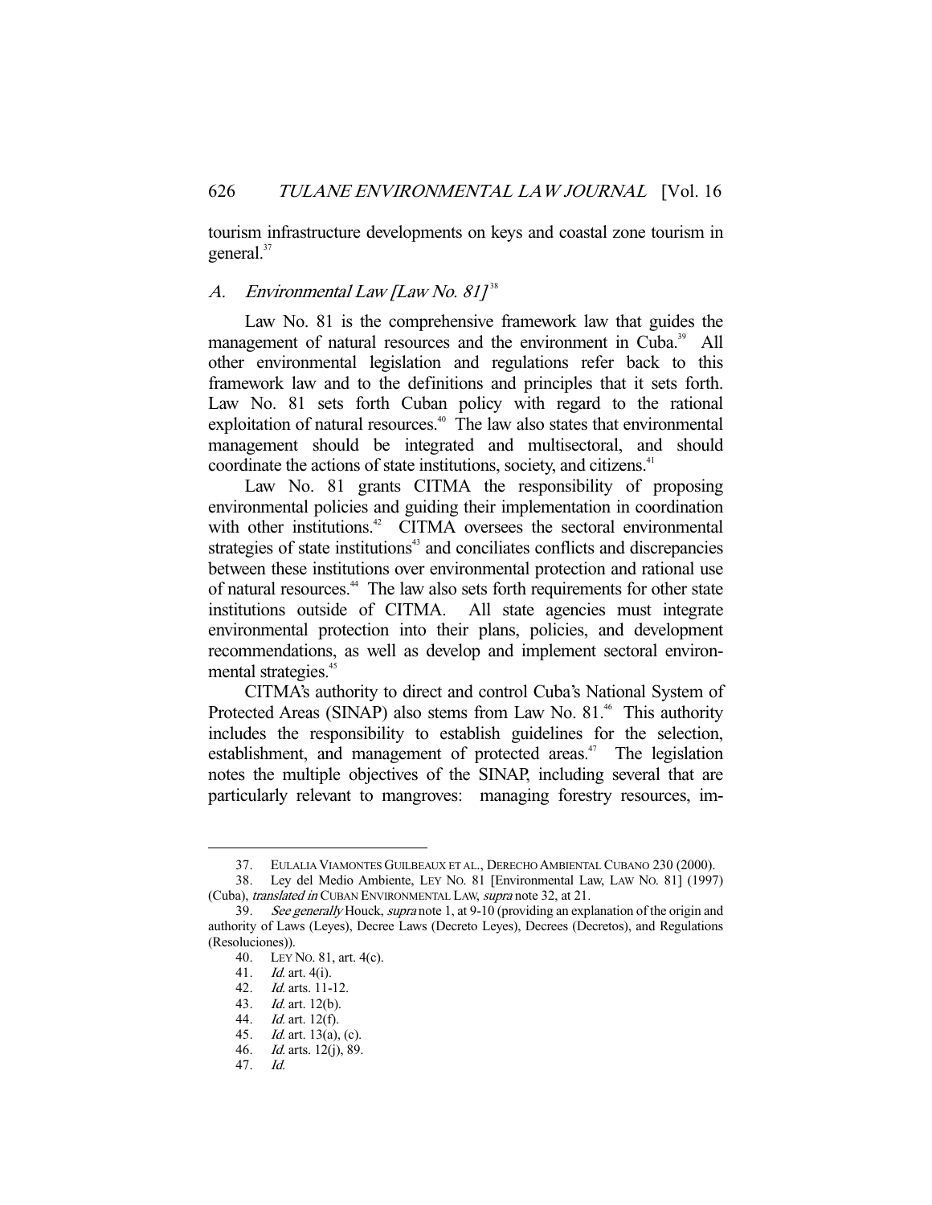tourism infrastructure developments on keys and coastal zone tourism in general.[37]

## A. *Environmental Law [Law No. 81]*[38]

Law No. 81 is the comprehensive framework law that guides the management of natural resources and the environment in Cuba.[39] All other environmental legislation and regulations refer back to this framework law and to the definitions and principles that it sets forth. Law No. 81 sets forth Cuban policy with regard to the rational exploitation of natural resources.[40] The law also states that environmental management should be integrated and multisectoral, and should coordinate the actions of state institutions, society, and citizens.[41]

Law No. 81 grants CITMA the responsibility of proposing environmental policies and guiding their implementation in coordination with other institutions.[42] CITMA oversees the sectoral environmental strategies of state institutions[43] and conciliates conflicts and discrepancies between these institutions over environmental protection and rational use of natural resources.[44] The law also sets forth requirements for other state institutions outside of CITMA. All state agencies must integrate environmental protection into their plans, policies, and development recommendations, as well as develop and implement sectoral environmental strategies.[45]

CITMA's authority to direct and control Cuba's National System of Protected Areas (SINAP) also stems from Law No. 81.[46] This authority includes the responsibility to establish guidelines for the selection, establishment, and management of protected areas.[47] The legislation notes the multiple objectives of the SINAP, including several that are particularly relevant to mangroves: managing forestry resources, im-

---

37. EULALIA VIAMONTES GUILBEAUX ET AL., DERECHO AMBIENTAL CUBANO 230 (2000).

38. Ley del Medio Ambiente, LEY NO. 81 [Environmental Law, LAW NO. 81] (1997) (Cuba), *translated in* CUBAN ENVIRONMENTAL LAW, *supra* note 32, at 21.

39. *See generally* Houck, *supra* note 1, at 9-10 (providing an explanation of the origin and authority of Laws (Leyes), Decree Laws (Decreto Leyes), Decrees (Decretos), and Regulations (Resoluciones)).

40. LEY NO. 81, art. 4(c).

41. *Id.* art. 4(i).

42. *Id.* arts. 11-12.

43. *Id.* art. 12(b).

44. *Id.* art. 12(f).

45. *Id.* art. 13(a), (c).

46. *Id.* arts. 12(j), 89.

47. *Id.*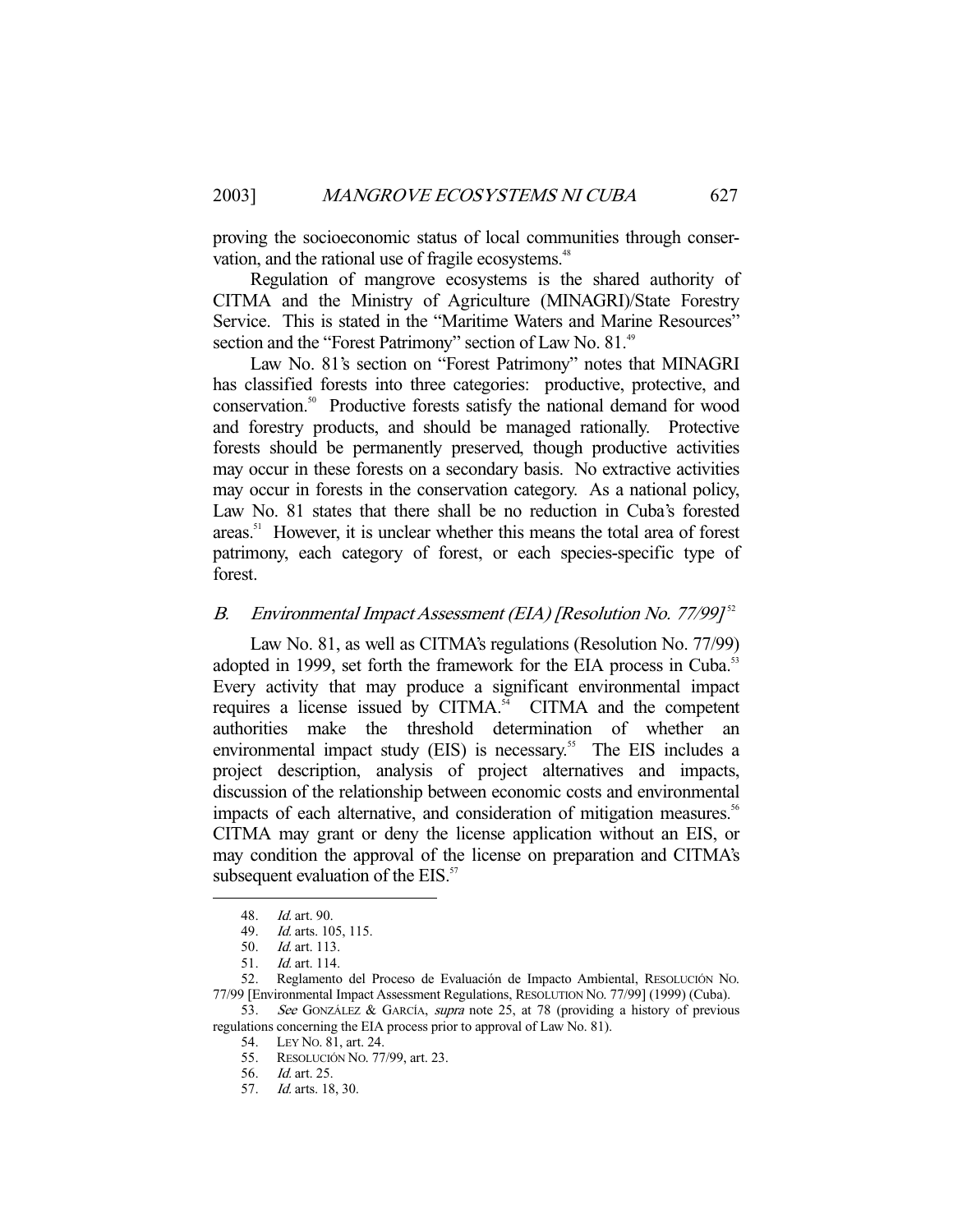proving the socioeconomic status of local communities through conservation, and the rational use of fragile ecosystems.[48]

Regulation of mangrove ecosystems is the shared authority of CITMA and the Ministry of Agriculture (MINAGRI)/State Forestry Service. This is stated in the "Maritime Waters and Marine Resources" section and the "Forest Patrimony" section of Law No. 81.[49]

Law No. 81's section on "Forest Patrimony" notes that MINAGRI has classified forests into three categories: productive, protective, and conservation.[50] Productive forests satisfy the national demand for wood and forestry products, and should be managed rationally. Protective forests should be permanently preserved, though productive activities may occur in these forests on a secondary basis. No extractive activities may occur in forests in the conservation category. As a national policy, Law No. 81 states that there shall be no reduction in Cuba's forested areas.[51] However, it is unclear whether this means the total area of forest patrimony, each category of forest, or each species-specific type of forest.

### *B. Environmental Impact Assessment (EIA) [Resolution No. 77/99]*[52]

Law No. 81, as well as CITMA's regulations (Resolution No. 77/99) adopted in 1999, set forth the framework for the EIA process in Cuba.[53] Every activity that may produce a significant environmental impact requires a license issued by CITMA.[54] CITMA and the competent authorities make the threshold determination of whether an environmental impact study (EIS) is necessary.[55] The EIS includes a project description, analysis of project alternatives and impacts, discussion of the relationship between economic costs and environmental impacts of each alternative, and consideration of mitigation measures.[56] CITMA may grant or deny the license application without an EIS, or may condition the approval of the license on preparation and CITMA's subsequent evaluation of the EIS.[57]

---

48. *Id.* art. 90.
49. *Id.* arts. 105, 115.
50. *Id.* art. 113.
51. *Id.* art. 114.
52. Reglamento del Proceso de Evaluación de Impacto Ambiental, RESOLUCIÓN NO. 77/99 [Environmental Impact Assessment Regulations, RESOLUTION NO. 77/99] (1999) (Cuba).
53. *See* GONZÁLEZ & GARCÍA, *supra* note 25, at 78 (providing a history of previous regulations concerning the EIA process prior to approval of Law No. 81).
54. LEY NO. 81, art. 24.
55. RESOLUCIÓN NO. 77/99, art. 23.
56. *Id.* art. 25.
57. *Id.* arts. 18, 30.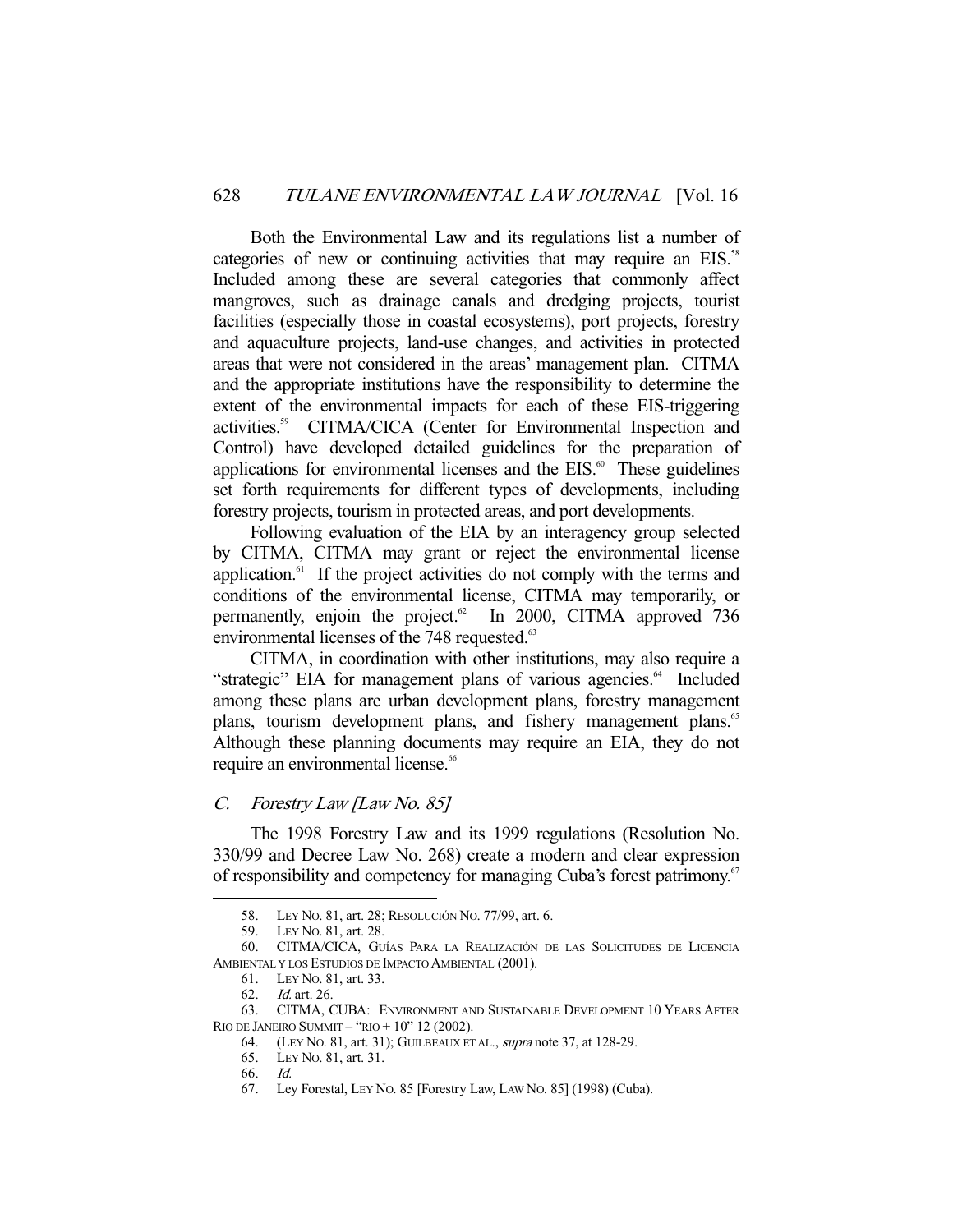Both the Environmental Law and its regulations list a number of categories of new or continuing activities that may require an EIS.[58] Included among these are several categories that commonly affect mangroves, such as drainage canals and dredging projects, tourist facilities (especially those in coastal ecosystems), port projects, forestry and aquaculture projects, land-use changes, and activities in protected areas that were not considered in the areas' management plan. CITMA and the appropriate institutions have the responsibility to determine the extent of the environmental impacts for each of these EIS-triggering activities.[59] CITMA/CICA (Center for Environmental Inspection and Control) have developed detailed guidelines for the preparation of applications for environmental licenses and the EIS.[60] These guidelines set forth requirements for different types of developments, including forestry projects, tourism in protected areas, and port developments.

Following evaluation of the EIA by an interagency group selected by CITMA, CITMA may grant or reject the environmental license application.[61] If the project activities do not comply with the terms and conditions of the environmental license, CITMA may temporarily, or permanently, enjoin the project.[62] In 2000, CITMA approved 736 environmental licenses of the 748 requested.[63]

CITMA, in coordination with other institutions, may also require a "strategic" EIA for management plans of various agencies.[64] Included among these plans are urban development plans, forestry management plans, tourism development plans, and fishery management plans.[65] Although these planning documents may require an EIA, they do not require an environmental license.[66]

### C. *Forestry Law [Law No. 85]*

The 1998 Forestry Law and its 1999 regulations (Resolution No. 330/99 and Decree Law No. 268) create a modern and clear expression of responsibility and competency for managing Cuba's forest patrimony.[67]

---

58. LEY NO. 81, art. 28; RESOLUCIÓN NO. 77/99, art. 6.
59. LEY NO. 81, art. 28.
60. CITMA/CICA, GUÍAS PARA LA REALIZACIÓN DE LAS SOLICITUDES DE LICENCIA AMBIENTAL Y LOS ESTUDIOS DE IMPACTO AMBIENTAL (2001).
61. LEY NO. 81, art. 33.
62. *Id.* art. 26.
63. CITMA, CUBA: ENVIRONMENT AND SUSTAINABLE DEVELOPMENT 10 YEARS AFTER RIO DE JANEIRO SUMMIT – "RIO + 10" 12 (2002).
64. (LEY NO. 81, art. 31); GUILBEAUX ET AL., *supra* note 37, at 128-29.
65. LEY NO. 81, art. 31.
66. *Id.*
67. Ley Forestal, LEY NO. 85 [Forestry Law, LAW NO. 85] (1998) (Cuba).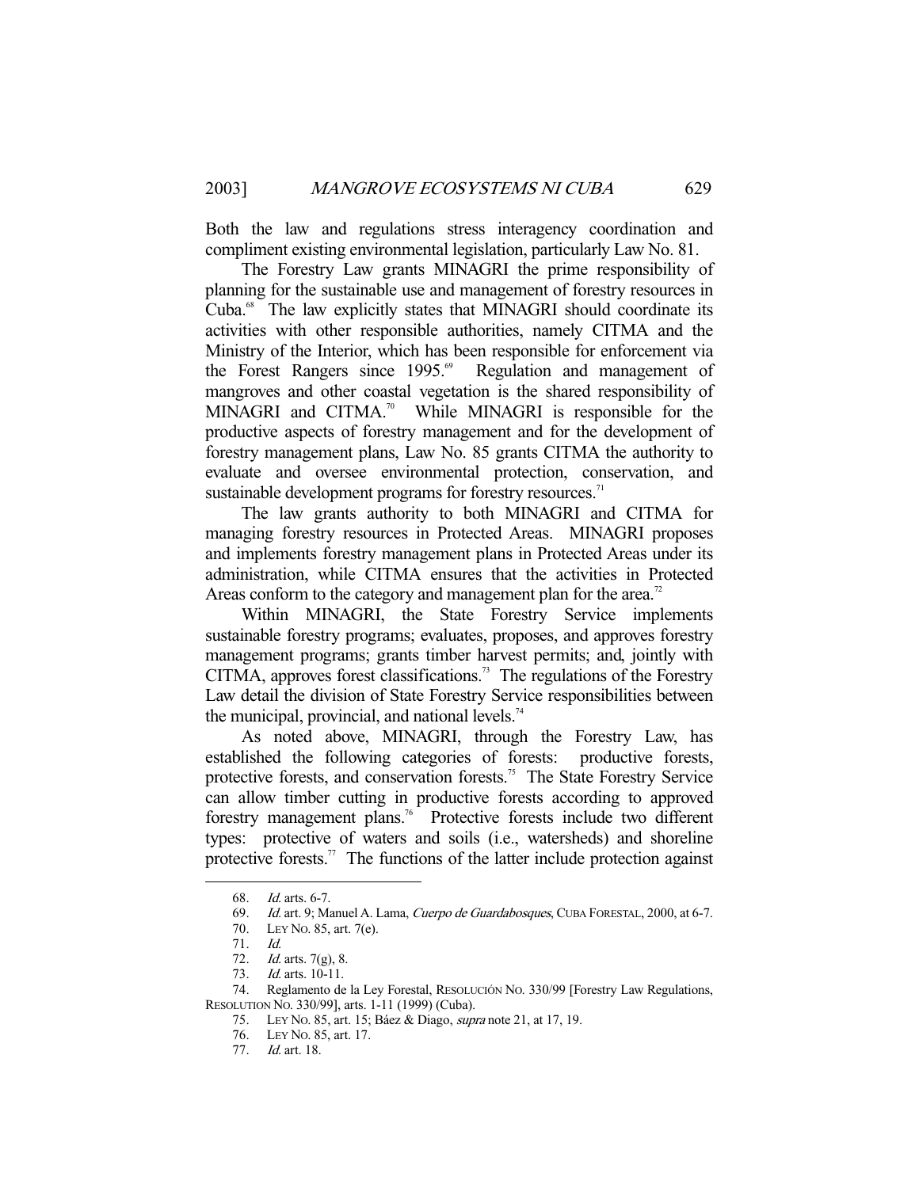Both the law and regulations stress interagency coordination and compliment existing environmental legislation, particularly Law No. 81.

The Forestry Law grants MINAGRI the prime responsibility of planning for the sustainable use and management of forestry resources in Cuba.[68] The law explicitly states that MINAGRI should coordinate its activities with other responsible authorities, namely CITMA and the Ministry of the Interior, which has been responsible for enforcement via the Forest Rangers since 1995.[69] Regulation and management of mangroves and other coastal vegetation is the shared responsibility of MINAGRI and CITMA.[70] While MINAGRI is responsible for the productive aspects of forestry management and for the development of forestry management plans, Law No. 85 grants CITMA the authority to evaluate and oversee environmental protection, conservation, and sustainable development programs for forestry resources.[71]

The law grants authority to both MINAGRI and CITMA for managing forestry resources in Protected Areas. MINAGRI proposes and implements forestry management plans in Protected Areas under its administration, while CITMA ensures that the activities in Protected Areas conform to the category and management plan for the area.[72]

Within MINAGRI, the State Forestry Service implements sustainable forestry programs; evaluates, proposes, and approves forestry management programs; grants timber harvest permits; and, jointly with CITMA, approves forest classifications.[73] The regulations of the Forestry Law detail the division of State Forestry Service responsibilities between the municipal, provincial, and national levels.[74]

As noted above, MINAGRI, through the Forestry Law, has established the following categories of forests: productive forests, protective forests, and conservation forests.[75] The State Forestry Service can allow timber cutting in productive forests according to approved forestry management plans.[76] Protective forests include two different types: protective of waters and soils (i.e., watersheds) and shoreline protective forests.[77] The functions of the latter include protection against

---

68. *Id.* arts. 6-7.

69. *Id.* art. 9; Manuel A. Lama, *Cuerpo de Guardabosques*, CUBA FORESTAL, 2000, at 6-7.

70. LEY NO. 85, art. 7(e).

71. *Id.*

72. *Id.* arts. 7(g), 8.

73. *Id.* arts. 10-11.

74. Reglamento de la Ley Forestal, RESOLUCIÓN NO. 330/99 [Forestry Law Regulations, RESOLUTION NO. 330/99], arts. 1-11 (1999) (Cuba).

75. LEY NO. 85, art. 15; Báez & Diago, *supra* note 21, at 17, 19.

76. LEY NO. 85, art. 17.

77. *Id.* art. 18.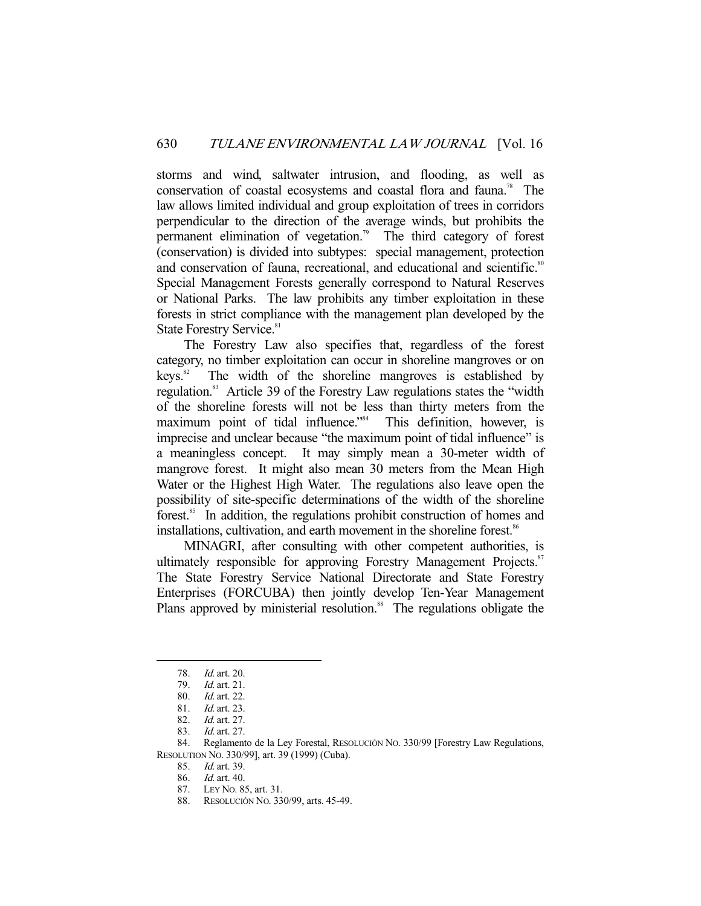storms and wind, saltwater intrusion, and flooding, as well as conservation of coastal ecosystems and coastal flora and fauna.[78] The law allows limited individual and group exploitation of trees in corridors perpendicular to the direction of the average winds, but prohibits the permanent elimination of vegetation.[79] The third category of forest (conservation) is divided into subtypes: special management, protection and conservation of fauna, recreational, and educational and scientific.[80] Special Management Forests generally correspond to Natural Reserves or National Parks. The law prohibits any timber exploitation in these forests in strict compliance with the management plan developed by the State Forestry Service.[81]

The Forestry Law also specifies that, regardless of the forest category, no timber exploitation can occur in shoreline mangroves or on keys.[82] The width of the shoreline mangroves is established by regulation.[83] Article 39 of the Forestry Law regulations states the "width of the shoreline forests will not be less than thirty meters from the maximum point of tidal influence."[84] This definition, however, is imprecise and unclear because "the maximum point of tidal influence" is a meaningless concept. It may simply mean a 30-meter width of mangrove forest. It might also mean 30 meters from the Mean High Water or the Highest High Water. The regulations also leave open the possibility of site-specific determinations of the width of the shoreline forest.[85] In addition, the regulations prohibit construction of homes and installations, cultivation, and earth movement in the shoreline forest.[86]

MINAGRI, after consulting with other competent authorities, is ultimately responsible for approving Forestry Management Projects.[87] The State Forestry Service National Directorate and State Forestry Enterprises (FORCUBA) then jointly develop Ten-Year Management Plans approved by ministerial resolution.[88] The regulations obligate the

---

78. *Id.* art. 20.
79. *Id.* art. 21.
80. *Id.* art. 22.
81. *Id.* art. 23.
82. *Id.* art. 27.
83. *Id.* art. 27.
84. Reglamento de la Ley Forestal, RESOLUCIÓN NO. 330/99 [Forestry Law Regulations, RESOLUTION NO. 330/99], art. 39 (1999) (Cuba).
85. *Id.* art. 39.
86. *Id.* art. 40.
87. LEY NO. 85, art. 31.
88. RESOLUCIÓN NO. 330/99, arts. 45-49.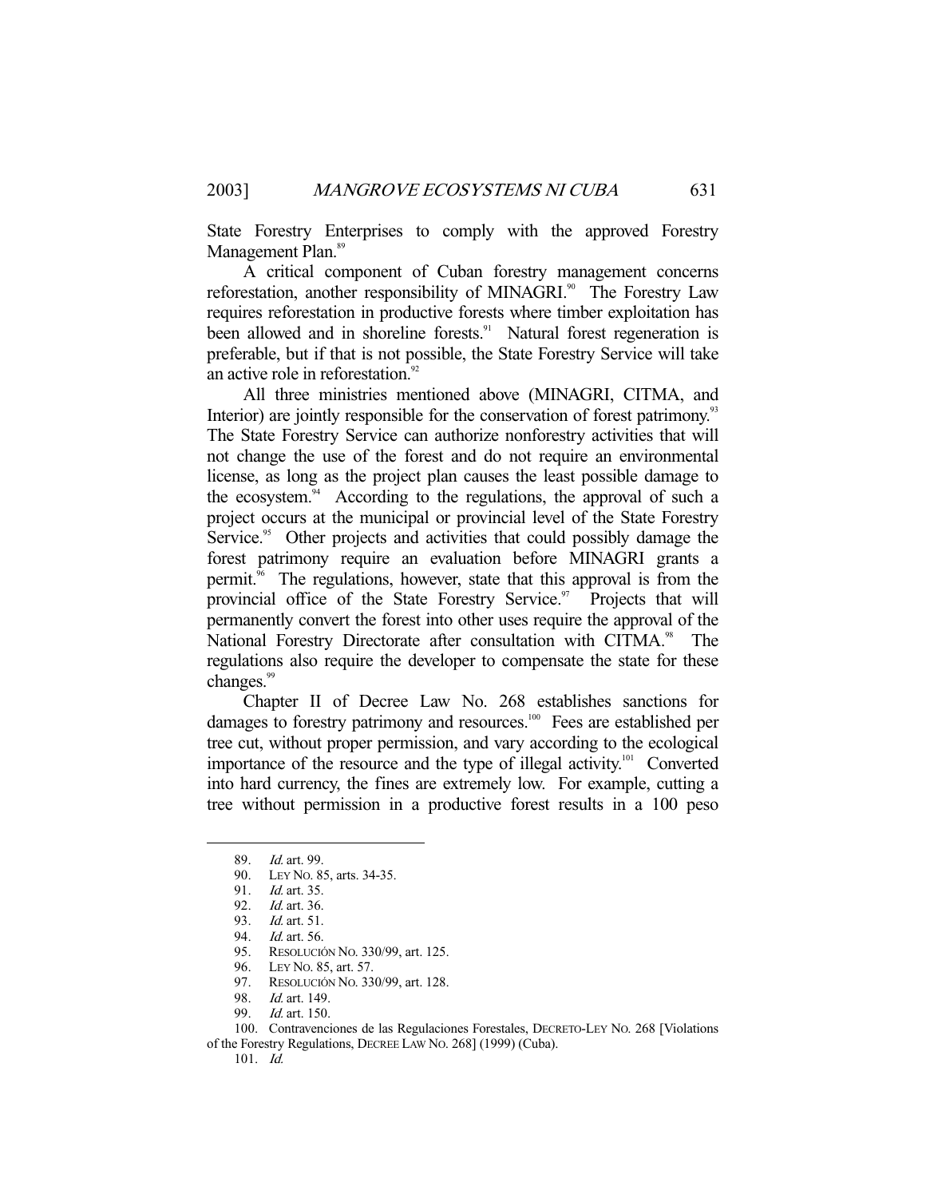State Forestry Enterprises to comply with the approved Forestry Management Plan.[89]

A critical component of Cuban forestry management concerns reforestation, another responsibility of MINAGRI.[90] The Forestry Law requires reforestation in productive forests where timber exploitation has been allowed and in shoreline forests.[91] Natural forest regeneration is preferable, but if that is not possible, the State Forestry Service will take an active role in reforestation.[92]

All three ministries mentioned above (MINAGRI, CITMA, and Interior) are jointly responsible for the conservation of forest patrimony.[93] The State Forestry Service can authorize nonforestry activities that will not change the use of the forest and do not require an environmental license, as long as the project plan causes the least possible damage to the ecosystem.[94] According to the regulations, the approval of such a project occurs at the municipal or provincial level of the State Forestry Service.[95] Other projects and activities that could possibly damage the forest patrimony require an evaluation before MINAGRI grants a permit.[96] The regulations, however, state that this approval is from the provincial office of the State Forestry Service.[97] Projects that will permanently convert the forest into other uses require the approval of the National Forestry Directorate after consultation with CITMA.[98] The regulations also require the developer to compensate the state for these changes.[99]

Chapter II of Decree Law No. 268 establishes sanctions for damages to forestry patrimony and resources.[100] Fees are established per tree cut, without proper permission, and vary according to the ecological importance of the resource and the type of illegal activity.[101] Converted into hard currency, the fines are extremely low. For example, cutting a tree without permission in a productive forest results in a 100 peso

---

89. *Id.* art. 99.
90. LEY NO. 85, arts. 34-35.
91. *Id.* art. 35.
92. *Id.* art. 36.
93. *Id.* art. 51.
94. *Id.* art. 56.
95. RESOLUCIÓN NO. 330/99, art. 125.
96. LEY NO. 85, art. 57.
97. RESOLUCIÓN NO. 330/99, art. 128.
98. *Id.* art. 149.
99. *Id.* art. 150.
100. Contravenciones de las Regulaciones Forestales, DECRETO-LEY NO. 268 [Violations of the Forestry Regulations, DECREE LAW NO. 268] (1999) (Cuba).
101. *Id.*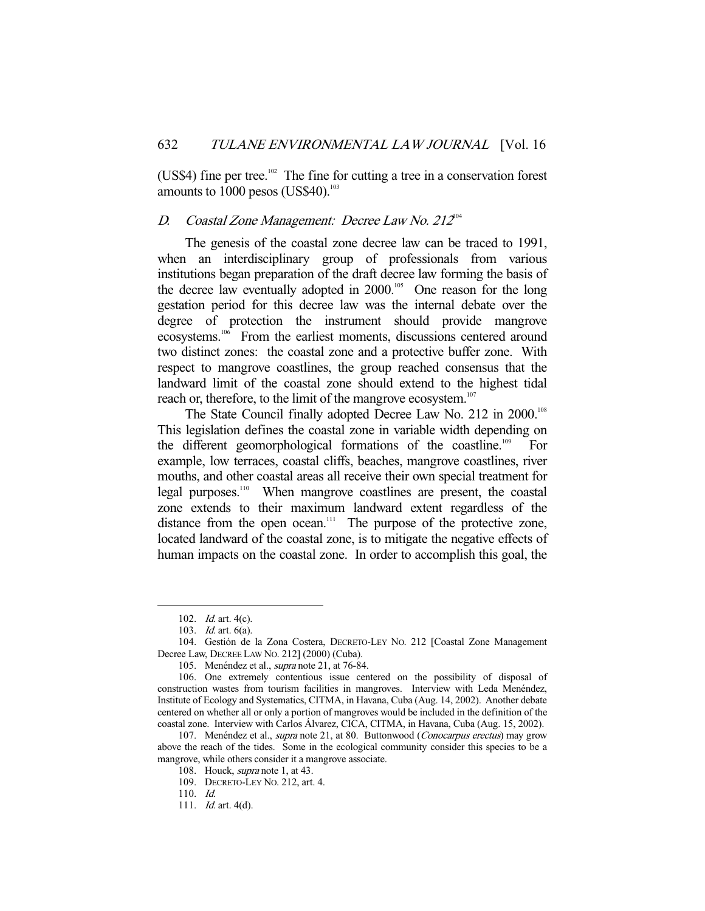(US$4) fine per tree.[102] The fine for cutting a tree in a conservation forest amounts to 1000 pesos (US$40).[103]

### D. *Coastal Zone Management: Decree Law No. 212*[104]

The genesis of the coastal zone decree law can be traced to 1991, when an interdisciplinary group of professionals from various institutions began preparation of the draft decree law forming the basis of the decree law eventually adopted in 2000.[105] One reason for the long gestation period for this decree law was the internal debate over the degree of protection the instrument should provide mangrove ecosystems.[106] From the earliest moments, discussions centered around two distinct zones: the coastal zone and a protective buffer zone. With respect to mangrove coastlines, the group reached consensus that the landward limit of the coastal zone should extend to the highest tidal reach or, therefore, to the limit of the mangrove ecosystem.[107]

The State Council finally adopted Decree Law No. 212 in 2000.[108] This legislation defines the coastal zone in variable width depending on the different geomorphological formations of the coastline.[109] For example, low terraces, coastal cliffs, beaches, mangrove coastlines, river mouths, and other coastal areas all receive their own special treatment for legal purposes.[110] When mangrove coastlines are present, the coastal zone extends to their maximum landward extent regardless of the distance from the open ocean.[111] The purpose of the protective zone, located landward of the coastal zone, is to mitigate the negative effects of human impacts on the coastal zone. In order to accomplish this goal, the

---

102. *Id.* art. 4(c).

103. *Id.* art. 6(a).

104. Gestión de la Zona Costera, DECRETO-LEY NO. 212 [Coastal Zone Management Decree Law, DECREE LAW NO. 212] (2000) (Cuba).

105. Menéndez et al., *supra* note 21, at 76-84.

106. One extremely contentious issue centered on the possibility of disposal of construction wastes from tourism facilities in mangroves. Interview with Leda Menéndez, Institute of Ecology and Systematics, CITMA, in Havana, Cuba (Aug. 14, 2002). Another debate centered on whether all or only a portion of mangroves would be included in the definition of the coastal zone. Interview with Carlos Álvarez, CICA, CITMA, in Havana, Cuba (Aug. 15, 2002).

107. Menéndez et al., *supra* note 21, at 80. Buttonwood (*Conocarpus erectus*) may grow above the reach of the tides. Some in the ecological community consider this species to be a mangrove, while others consider it a mangrove associate.

108. Houck, *supra* note 1, at 43.

109. DECRETO-LEY NO. 212, art. 4.

110. *Id.*

111. *Id.* art. 4(d).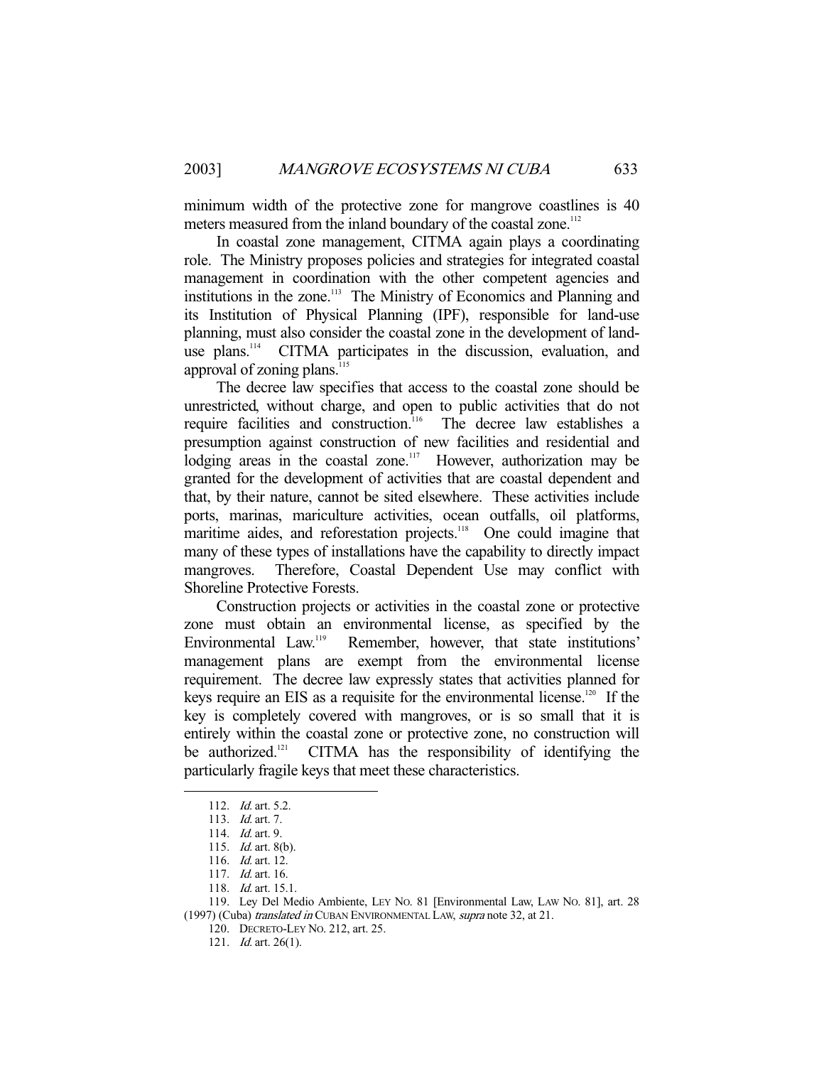minimum width of the protective zone for mangrove coastlines is 40 meters measured from the inland boundary of the coastal zone.[112]

In coastal zone management, CITMA again plays a coordinating role. The Ministry proposes policies and strategies for integrated coastal management in coordination with the other competent agencies and institutions in the zone.[113] The Ministry of Economics and Planning and its Institution of Physical Planning (IPF), responsible for land-use planning, must also consider the coastal zone in the development of land-use plans.[114] CITMA participates in the discussion, evaluation, and approval of zoning plans.[115]

The decree law specifies that access to the coastal zone should be unrestricted, without charge, and open to public activities that do not require facilities and construction.[116] The decree law establishes a presumption against construction of new facilities and residential and lodging areas in the coastal zone.[117] However, authorization may be granted for the development of activities that are coastal dependent and that, by their nature, cannot be sited elsewhere. These activities include ports, marinas, mariculture activities, ocean outfalls, oil platforms, maritime aides, and reforestation projects.[118] One could imagine that many of these types of installations have the capability to directly impact mangroves. Therefore, Coastal Dependent Use may conflict with Shoreline Protective Forests.

Construction projects or activities in the coastal zone or protective zone must obtain an environmental license, as specified by the Environmental Law.[119] Remember, however, that state institutions' management plans are exempt from the environmental license requirement. The decree law expressly states that activities planned for keys require an EIS as a requisite for the environmental license.[120] If the key is completely covered with mangroves, or is so small that it is entirely within the coastal zone or protective zone, no construction will be authorized.[121] CITMA has the responsibility of identifying the particularly fragile keys that meet these characteristics.

---

112. *Id.* art. 5.2.
113. *Id.* art. 7.
114. *Id.* art. 9.
115. *Id.* art. 8(b).
116. *Id.* art. 12.
117. *Id.* art. 16.
118. *Id.* art. 15.1.
119. Ley Del Medio Ambiente, LEY NO. 81 [Environmental Law, LAW NO. 81], art. 28 (1997) (Cuba) *translated in* CUBAN ENVIRONMENTAL LAW, *supra* note 32, at 21.
120. DECRETO-LEY NO. 212, art. 25.
121. *Id.* art. 26(1).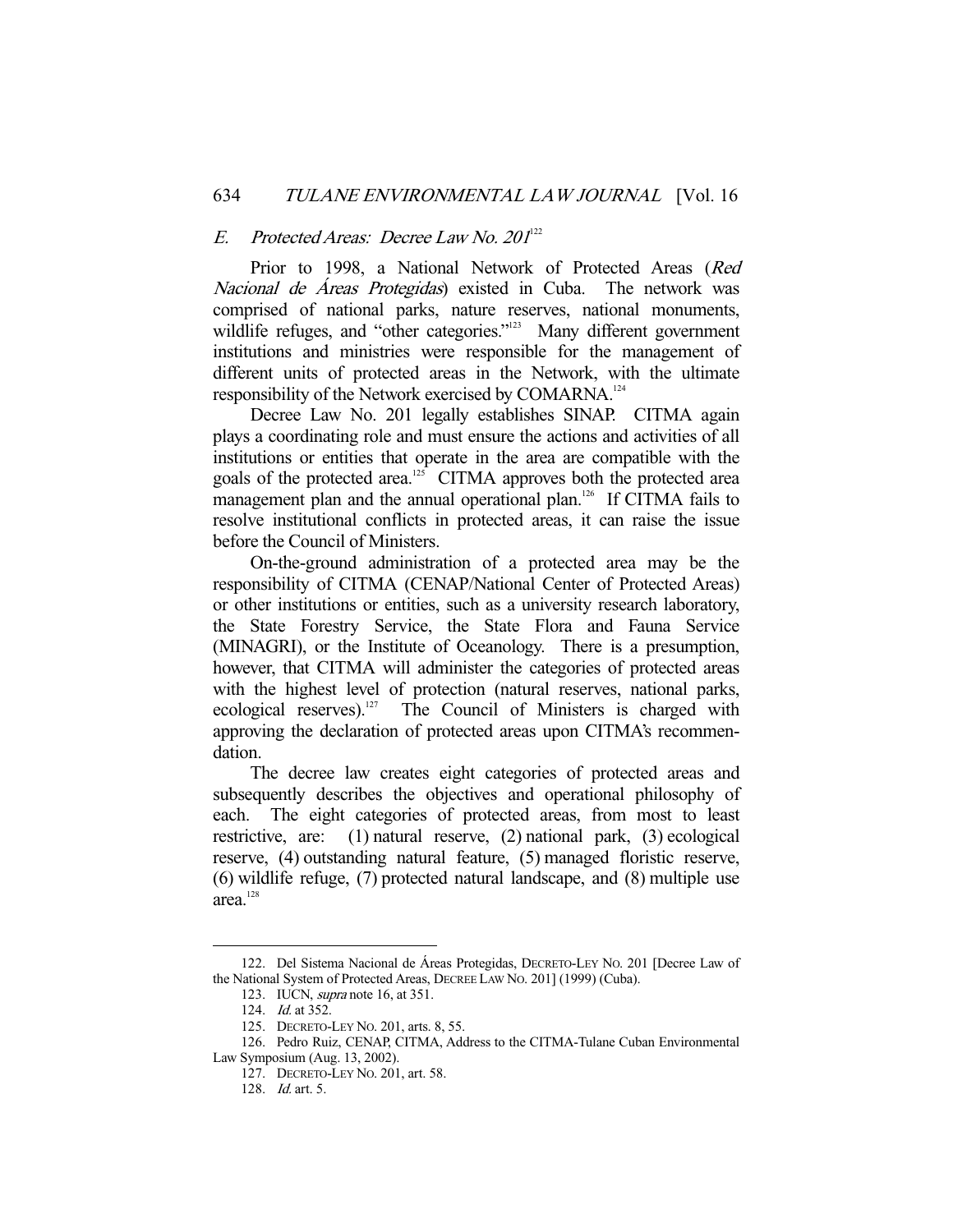### *E. Protected Areas: Decree Law No. 201*[122]

Prior to 1998, a National Network of Protected Areas (*Red Nacional de Áreas Protegidas*) existed in Cuba. The network was comprised of national parks, nature reserves, national monuments, wildlife refuges, and "other categories."[123] Many different government institutions and ministries were responsible for the management of different units of protected areas in the Network, with the ultimate responsibility of the Network exercised by COMARNA.[124]

Decree Law No. 201 legally establishes SINAP. CITMA again plays a coordinating role and must ensure the actions and activities of all institutions or entities that operate in the area are compatible with the goals of the protected area.[125] CITMA approves both the protected area management plan and the annual operational plan.[126] If CITMA fails to resolve institutional conflicts in protected areas, it can raise the issue before the Council of Ministers.

On-the-ground administration of a protected area may be the responsibility of CITMA (CENAP/National Center of Protected Areas) or other institutions or entities, such as a university research laboratory, the State Forestry Service, the State Flora and Fauna Service (MINAGRI), or the Institute of Oceanology. There is a presumption, however, that CITMA will administer the categories of protected areas with the highest level of protection (natural reserves, national parks, ecological reserves).[127] The Council of Ministers is charged with approving the declaration of protected areas upon CITMA's recommendation.

The decree law creates eight categories of protected areas and subsequently describes the objectives and operational philosophy of each. The eight categories of protected areas, from most to least restrictive, are: (1) natural reserve, (2) national park, (3) ecological reserve, (4) outstanding natural feature, (5) managed floristic reserve, (6) wildlife refuge, (7) protected natural landscape, and (8) multiple use area.[128]

---

122. Del Sistema Nacional de Áreas Protegidas, DECRETO-LEY NO. 201 [Decree Law of the National System of Protected Areas, DECREE LAW NO. 201] (1999) (Cuba).

123. IUCN, *supra* note 16, at 351.

124. *Id.* at 352.

125. DECRETO-LEY NO. 201, arts. 8, 55.

126. Pedro Ruiz, CENAP, CITMA, Address to the CITMA-Tulane Cuban Environmental Law Symposium (Aug. 13, 2002).

127. DECRETO-LEY NO. 201, art. 58.

128. *Id.* art. 5.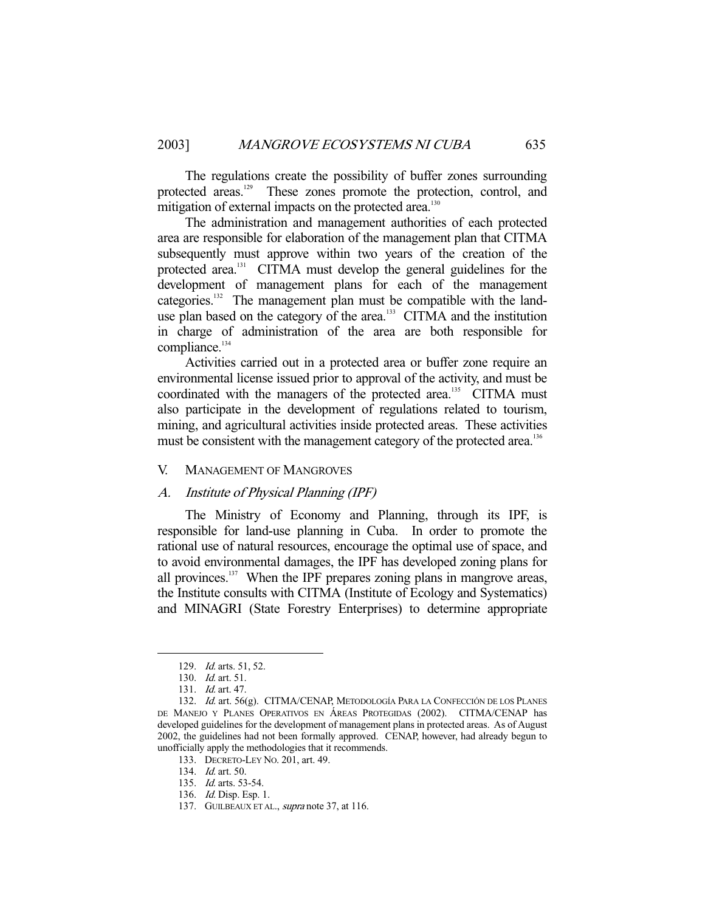The regulations create the possibility of buffer zones surrounding protected areas.[129] These zones promote the protection, control, and mitigation of external impacts on the protected area.[130]

The administration and management authorities of each protected area are responsible for elaboration of the management plan that CITMA subsequently must approve within two years of the creation of the protected area.[131] CITMA must develop the general guidelines for the development of management plans for each of the management categories.[132] The management plan must be compatible with the land-use plan based on the category of the area.[133] CITMA and the institution in charge of administration of the area are both responsible for compliance.[134]

Activities carried out in a protected area or buffer zone require an environmental license issued prior to approval of the activity, and must be coordinated with the managers of the protected area.[135] CITMA must also participate in the development of regulations related to tourism, mining, and agricultural activities inside protected areas. These activities must be consistent with the management category of the protected area.[136]

## V. MANAGEMENT OF MANGROVES

### A. *Institute of Physical Planning (IPF)*

The Ministry of Economy and Planning, through its IPF, is responsible for land-use planning in Cuba. In order to promote the rational use of natural resources, encourage the optimal use of space, and to avoid environmental damages, the IPF has developed zoning plans for all provinces.[137] When the IPF prepares zoning plans in mangrove areas, the Institute consults with CITMA (Institute of Ecology and Systematics) and MINAGRI (State Forestry Enterprises) to determine appropriate

---

129. *Id.* arts. 51, 52.

130. *Id.* art. 51.

131. *Id.* art. 47.

132. *Id.* art. 56(g). CITMA/CENAP, METODOLOGÍA PARA LA CONFECCIÓN DE LOS PLANES DE MANEJO Y PLANES OPERATIVOS EN ÁREAS PROTEGIDAS (2002). CITMA/CENAP has developed guidelines for the development of management plans in protected areas. As of August 2002, the guidelines had not been formally approved. CENAP, however, had already begun to unofficially apply the methodologies that it recommends.

133. DECRETO-LEY NO. 201, art. 49.

134. *Id.* art. 50.

135. *Id.* arts. 53-54.

136. *Id.* Disp. Esp. 1.

137. GUILBEAUX ET AL., *supra* note 37, at 116.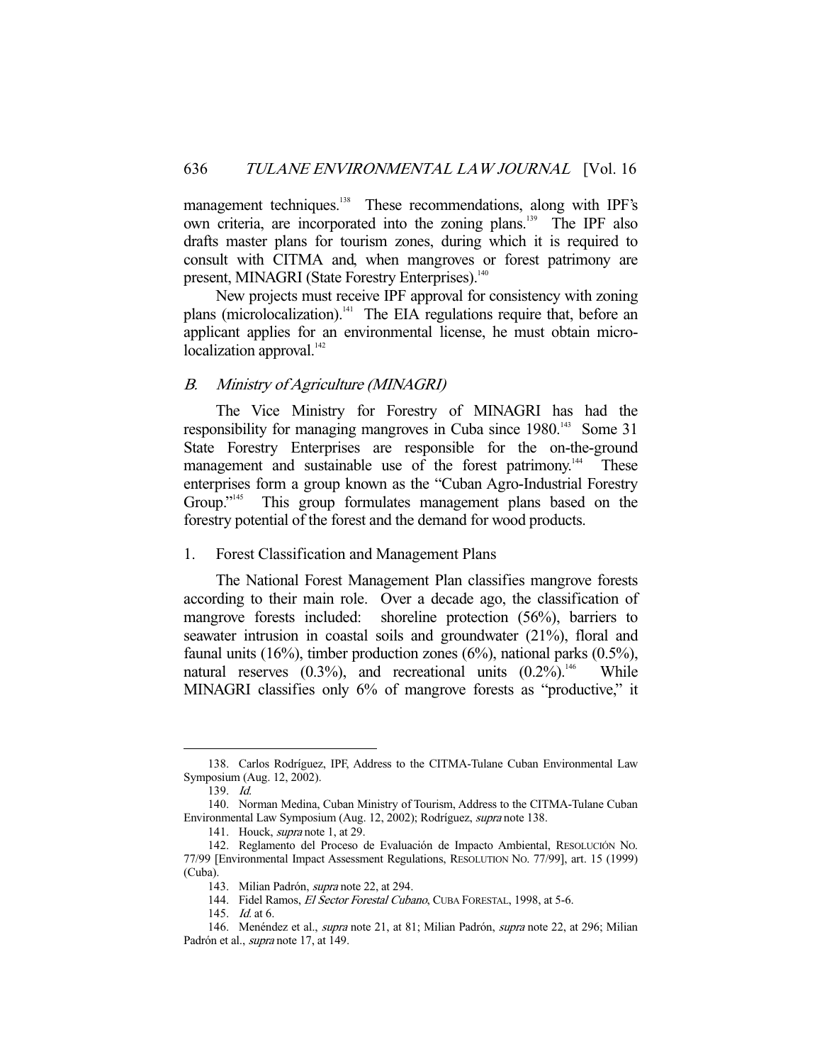management techniques.[138] These recommendations, along with IPF's own criteria, are incorporated into the zoning plans.[139] The IPF also drafts master plans for tourism zones, during which it is required to consult with CITMA and, when mangroves or forest patrimony are present, MINAGRI (State Forestry Enterprises).[140]

New projects must receive IPF approval for consistency with zoning plans (microlocalization).[141] The EIA regulations require that, before an applicant applies for an environmental license, he must obtain micro-localization approval.[142]

### *B. Ministry of Agriculture (MINAGRI)*

The Vice Ministry for Forestry of MINAGRI has had the responsibility for managing mangroves in Cuba since 1980.[143] Some 31 State Forestry Enterprises are responsible for the on-the-ground management and sustainable use of the forest patrimony.[144] These enterprises form a group known as the "Cuban Agro-Industrial Forestry Group."[145] This group formulates management plans based on the forestry potential of the forest and the demand for wood products.

#### 1. Forest Classification and Management Plans

The National Forest Management Plan classifies mangrove forests according to their main role. Over a decade ago, the classification of mangrove forests included: shoreline protection (56%), barriers to seawater intrusion in coastal soils and groundwater (21%), floral and faunal units (16%), timber production zones (6%), national parks (0.5%), natural reserves (0.3%), and recreational units (0.2%).[146] While MINAGRI classifies only 6% of mangrove forests as "productive," it

---

138. Carlos Rodríguez, IPF, Address to the CITMA-Tulane Cuban Environmental Law Symposium (Aug. 12, 2002).

139. *Id.*

140. Norman Medina, Cuban Ministry of Tourism, Address to the CITMA-Tulane Cuban Environmental Law Symposium (Aug. 12, 2002); Rodríguez, *supra* note 138.

141. Houck, *supra* note 1, at 29.

142. Reglamento del Proceso de Evaluación de Impacto Ambiental, RESOLUCIÓN NO. 77/99 [Environmental Impact Assessment Regulations, RESOLUTION NO. 77/99], art. 15 (1999) (Cuba).

143. Milian Padrón, *supra* note 22, at 294.

144. Fidel Ramos, *El Sector Forestal Cubano*, CUBA FORESTAL, 1998, at 5-6.

145. *Id.* at 6.

146. Menéndez et al., *supra* note 21, at 81; Milian Padrón, *supra* note 22, at 296; Milian Padrón et al., *supra* note 17, at 149.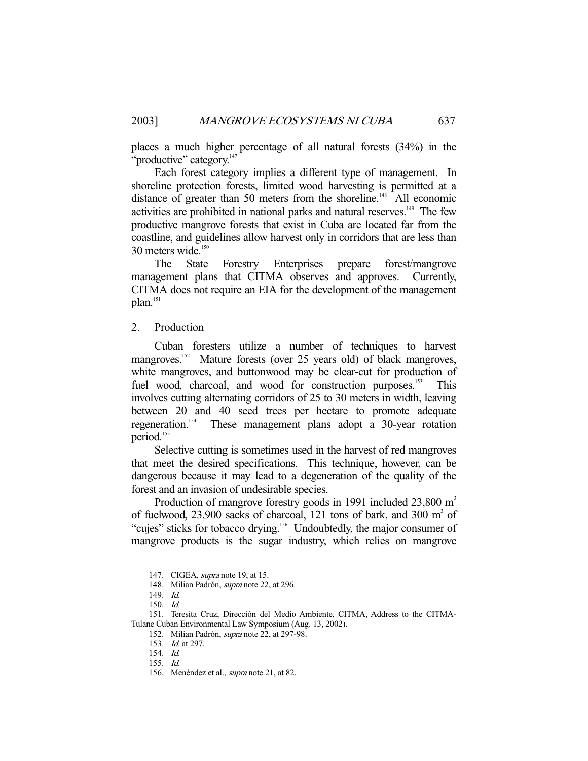places a much higher percentage of all natural forests (34%) in the "productive" category.[147]

Each forest category implies a different type of management. In shoreline protection forests, limited wood harvesting is permitted at a distance of greater than 50 meters from the shoreline.[148] All economic activities are prohibited in national parks and natural reserves.[149] The few productive mangrove forests that exist in Cuba are located far from the coastline, and guidelines allow harvest only in corridors that are less than 30 meters wide.[150]

The State Forestry Enterprises prepare forest/mangrove management plans that CITMA observes and approves. Currently, CITMA does not require an EIA for the development of the management plan.[151]

### 2. Production

Cuban foresters utilize a number of techniques to harvest mangroves.[152] Mature forests (over 25 years old) of black mangroves, white mangroves, and buttonwood may be clear-cut for production of fuel wood, charcoal, and wood for construction purposes.[153] This involves cutting alternating corridors of 25 to 30 meters in width, leaving between 20 and 40 seed trees per hectare to promote adequate regeneration.[154] These management plans adopt a 30-year rotation period.[155]

Selective cutting is sometimes used in the harvest of red mangroves that meet the desired specifications. This technique, however, can be dangerous because it may lead to a degeneration of the quality of the forest and an invasion of undesirable species.

Production of mangrove forestry goods in 1991 included 23,800 $m^3$ of fuelwood, 23,900 sacks of charcoal, 121 tons of bark, and 300 $m^3$ of "cujes" sticks for tobacco drying.[156] Undoubtedly, the major consumer of mangrove products is the sugar industry, which relies on mangrove

---

147. CIGEA, *supra* note 19, at 15.

148. Milian Padrón, *supra* note 22, at 296.

149. *Id.*

150. *Id.*

151. Teresita Cruz, Dirección del Medio Ambiente, CITMA, Address to the CITMA-Tulane Cuban Environmental Law Symposium (Aug. 13, 2002).

152. Milian Padrón, *supra* note 22, at 297-98.

153. *Id.* at 297.

154. *Id.*

155. *Id.*

156. Menéndez et al., *supra* note 21, at 82.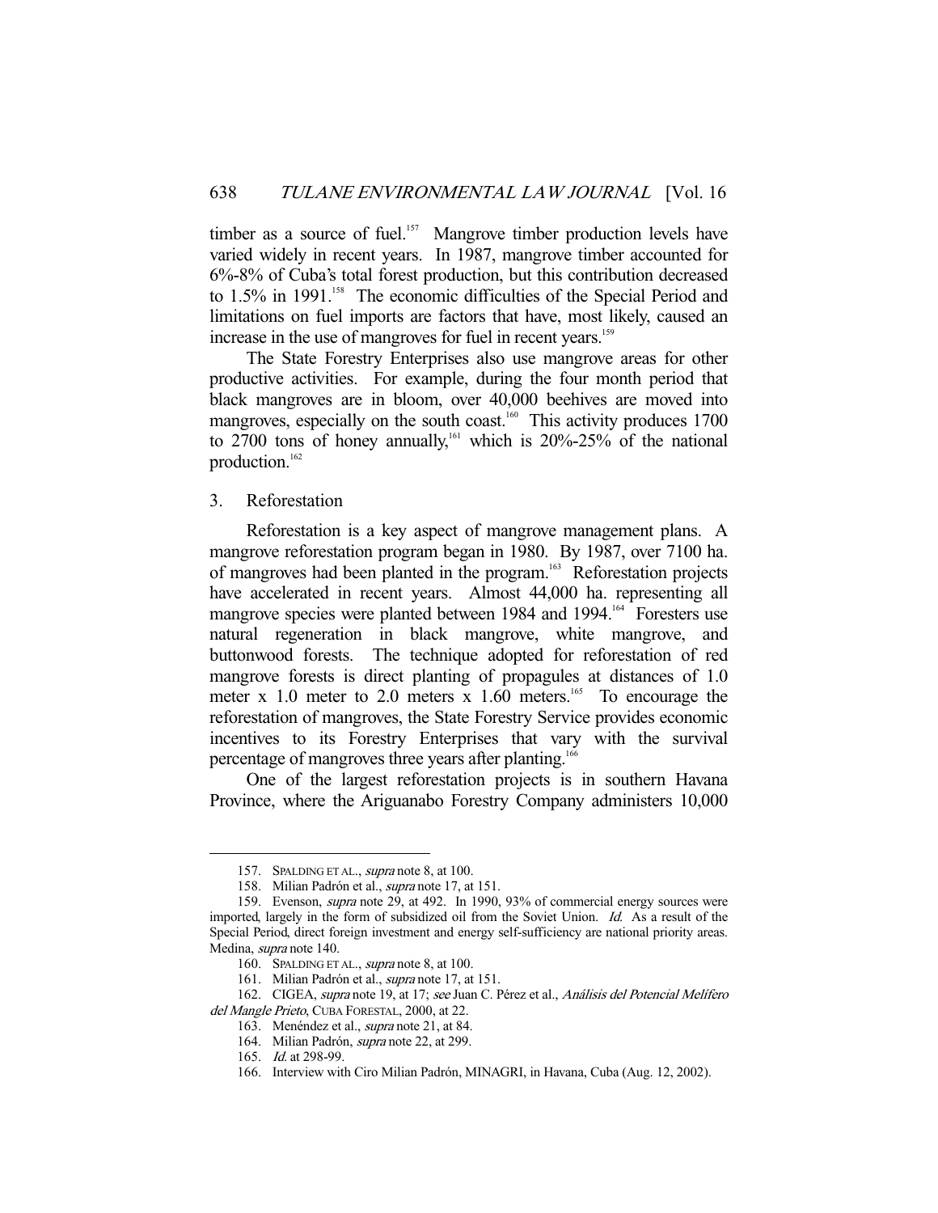timber as a source of fuel.[157] Mangrove timber production levels have varied widely in recent years. In 1987, mangrove timber accounted for 6%-8% of Cuba's total forest production, but this contribution decreased to 1.5% in 1991.[158] The economic difficulties of the Special Period and limitations on fuel imports are factors that have, most likely, caused an increase in the use of mangroves for fuel in recent years.[159]

The State Forestry Enterprises also use mangrove areas for other productive activities. For example, during the four month period that black mangroves are in bloom, over 40,000 beehives are moved into mangroves, especially on the south coast.[160] This activity produces 1700 to 2700 tons of honey annually,[161] which is 20%-25% of the national production.[162]

### 3. Reforestation

Reforestation is a key aspect of mangrove management plans. A mangrove reforestation program began in 1980. By 1987, over 7100 ha. of mangroves had been planted in the program.[163] Reforestation projects have accelerated in recent years. Almost 44,000 ha. representing all mangrove species were planted between 1984 and 1994.[164] Foresters use natural regeneration in black mangrove, white mangrove, and buttonwood forests. The technique adopted for reforestation of red mangrove forests is direct planting of propagules at distances of 1.0 meter x 1.0 meter to 2.0 meters x 1.60 meters.[165] To encourage the reforestation of mangroves, the State Forestry Service provides economic incentives to its Forestry Enterprises that vary with the survival percentage of mangroves three years after planting.[166]

One of the largest reforestation projects is in southern Havana Province, where the Ariguanabo Forestry Company administers 10,000

---

157. SPALDING ET AL., *supra* note 8, at 100.

158. Milian Padrón et al., *supra* note 17, at 151.

159. Evenson, *supra* note 29, at 492. In 1990, 93% of commercial energy sources were imported, largely in the form of subsidized oil from the Soviet Union. *Id.* As a result of the Special Period, direct foreign investment and energy self-sufficiency are national priority areas. Medina, *supra* note 140.

160. SPALDING ET AL., *supra* note 8, at 100.

161. Milian Padrón et al., *supra* note 17, at 151.

162. CIGEA, *supra* note 19, at 17; *see* Juan C. Pérez et al., *Análisis del Potencial Melífero del Mangle Prieto*, CUBA FORESTAL, 2000, at 22.

163. Menéndez et al., *supra* note 21, at 84.

164. Milian Padrón, *supra* note 22, at 299.

165. *Id.* at 298-99.

166. Interview with Ciro Milian Padrón, MINAGRI, in Havana, Cuba (Aug. 12, 2002).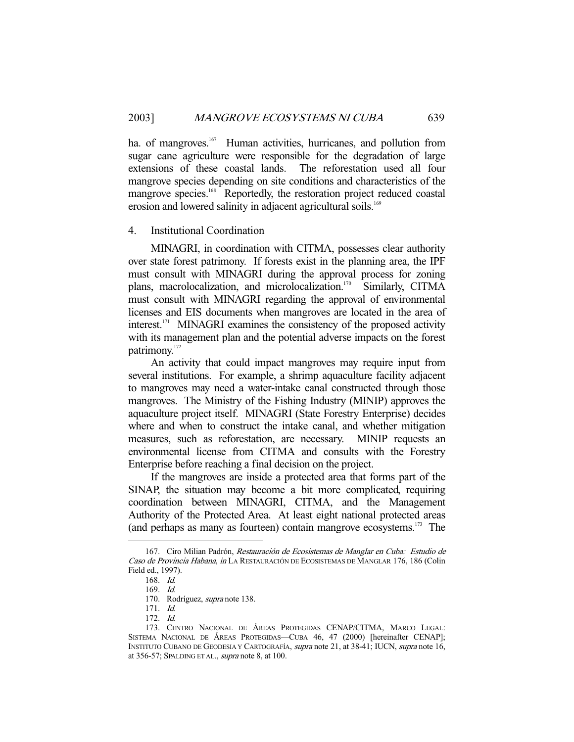ha. of mangroves.[167] Human activities, hurricanes, and pollution from sugar cane agriculture were responsible for the degradation of large extensions of these coastal lands. The reforestation used all four mangrove species depending on site conditions and characteristics of the mangrove species.[168] Reportedly, the restoration project reduced coastal erosion and lowered salinity in adjacent agricultural soils.[169]

### 4. Institutional Coordination

MINAGRI, in coordination with CITMA, possesses clear authority over state forest patrimony. If forests exist in the planning area, the IPF must consult with MINAGRI during the approval process for zoning plans, macrolocalization, and microlocalization.[170] Similarly, CITMA must consult with MINAGRI regarding the approval of environmental licenses and EIS documents when mangroves are located in the area of interest.[171] MINAGRI examines the consistency of the proposed activity with its management plan and the potential adverse impacts on the forest patrimony.[172]

An activity that could impact mangroves may require input from several institutions. For example, a shrimp aquaculture facility adjacent to mangroves may need a water-intake canal constructed through those mangroves. The Ministry of the Fishing Industry (MINIP) approves the aquaculture project itself. MINAGRI (State Forestry Enterprise) decides where and when to construct the intake canal, and whether mitigation measures, such as reforestation, are necessary. MINIP requests an environmental license from CITMA and consults with the Forestry Enterprise before reaching a final decision on the project.

If the mangroves are inside a protected area that forms part of the SINAP, the situation may become a bit more complicated, requiring coordination between MINAGRI, CITMA, and the Management Authority of the Protected Area. At least eight national protected areas (and perhaps as many as fourteen) contain mangrove ecosystems.[173] The

---

167. Ciro Milian Padrón, *Restauración de Ecosistemas de Manglar en Cuba: Estudio de Caso de Provincia Habana*, *in* LA RESTAURACIÓN DE ECOSISTEMAS DE MANGLAR 176, 186 (Colin Field ed., 1997).

168. *Id.*

169. *Id.*

170. Rodríguez, *supra* note 138.

171. *Id.*

172. *Id.*

173. CENTRO NACIONAL DE ÁREAS PROTEGIDAS CENAP/CITMA, MARCO LEGAL: SISTEMA NACIONAL DE ÁREAS PROTEGIDAS—CUBA 46, 47 (2000) [hereinafter CENAP]; INSTITUTO CUBANO DE GEODESIA Y CARTOGRAFÍA, *supra* note 21, at 38-41; IUCN, *supra* note 16, at 356-57; SPALDING ET AL., *supra* note 8, at 100.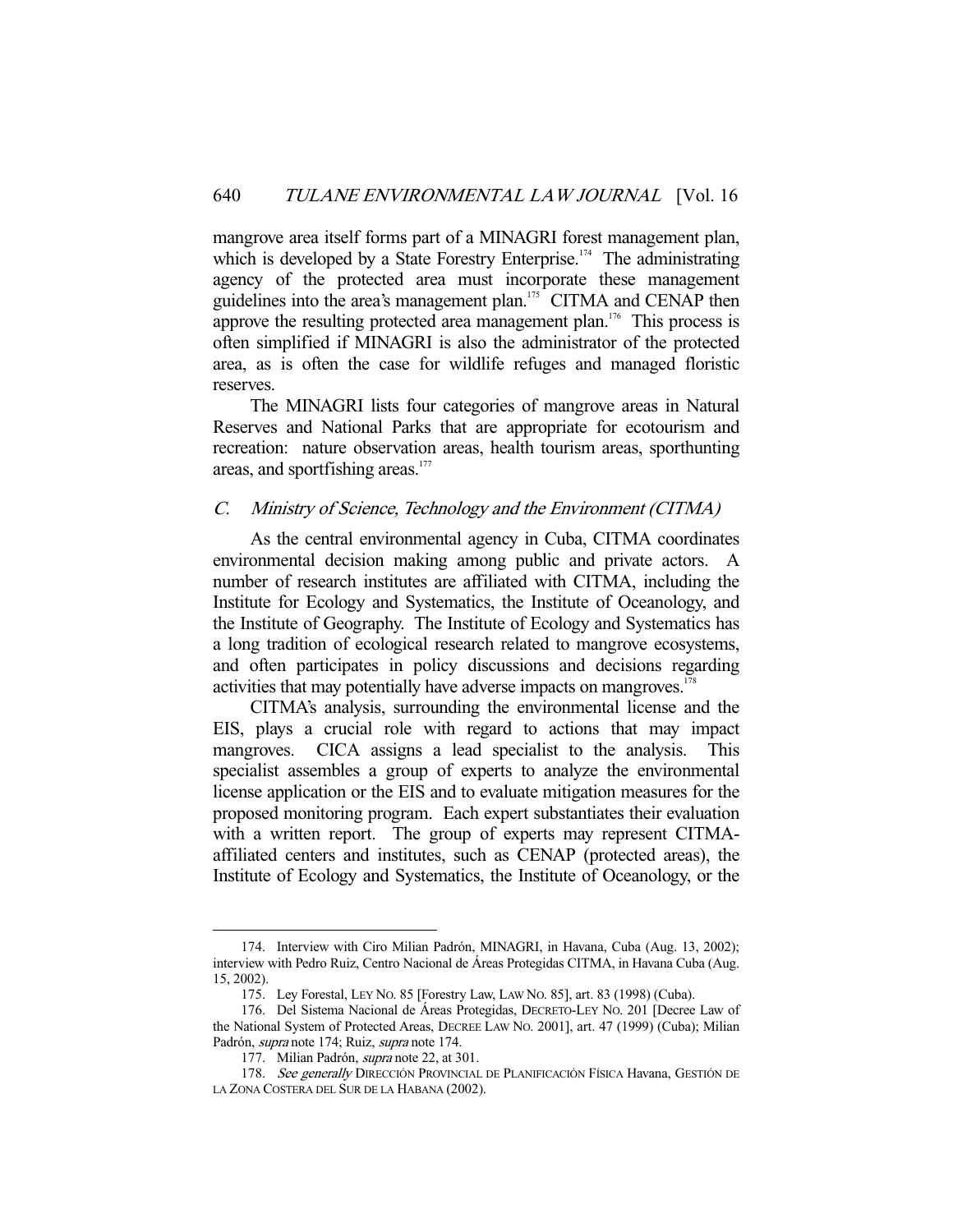mangrove area itself forms part of a MINAGRI forest management plan, which is developed by a State Forestry Enterprise.[174] The administrating agency of the protected area must incorporate these management guidelines into the area's management plan.[175] CITMA and CENAP then approve the resulting protected area management plan.[176] This process is often simplified if MINAGRI is also the administrator of the protected area, as is often the case for wildlife refuges and managed floristic reserves.

The MINAGRI lists four categories of mangrove areas in Natural Reserves and National Parks that are appropriate for ecotourism and recreation: nature observation areas, health tourism areas, sporthunting areas, and sportfishing areas.[177]

### C. *Ministry of Science, Technology and the Environment (CITMA)*

As the central environmental agency in Cuba, CITMA coordinates environmental decision making among public and private actors. A number of research institutes are affiliated with CITMA, including the Institute for Ecology and Systematics, the Institute of Oceanology, and the Institute of Geography. The Institute of Ecology and Systematics has a long tradition of ecological research related to mangrove ecosystems, and often participates in policy discussions and decisions regarding activities that may potentially have adverse impacts on mangroves.[178]

CITMA's analysis, surrounding the environmental license and the EIS, plays a crucial role with regard to actions that may impact mangroves. CICA assigns a lead specialist to the analysis. This specialist assembles a group of experts to analyze the environmental license application or the EIS and to evaluate mitigation measures for the proposed monitoring program. Each expert substantiates their evaluation with a written report. The group of experts may represent CITMA-affiliated centers and institutes, such as CENAP (protected areas), the Institute of Ecology and Systematics, the Institute of Oceanology, or the

---

174. Interview with Ciro Milian Padrón, MINAGRI, in Havana, Cuba (Aug. 13, 2002); interview with Pedro Ruiz, Centro Nacional de Áreas Protegidas CITMA, in Havana Cuba (Aug. 15, 2002).

175. Ley Forestal, LEY NO. 85 [Forestry Law, LAW NO. 85], art. 83 (1998) (Cuba).

176. Del Sistema Nacional de Áreas Protegidas, DECRETO-LEY NO. 201 [Decree Law of the National System of Protected Areas, DECREE LAW NO. 2001], art. 47 (1999) (Cuba); Milian Padrón, *supra* note 174; Ruiz, *supra* note 174.

177. Milian Padrón, *supra* note 22, at 301.

178. *See generally* DIRECCIÓN PROVINCIAL DE PLANIFICACIÓN FÍSICA Havana, GESTIÓN DE LA ZONA COSTERA DEL SUR DE LA HABANA (2002).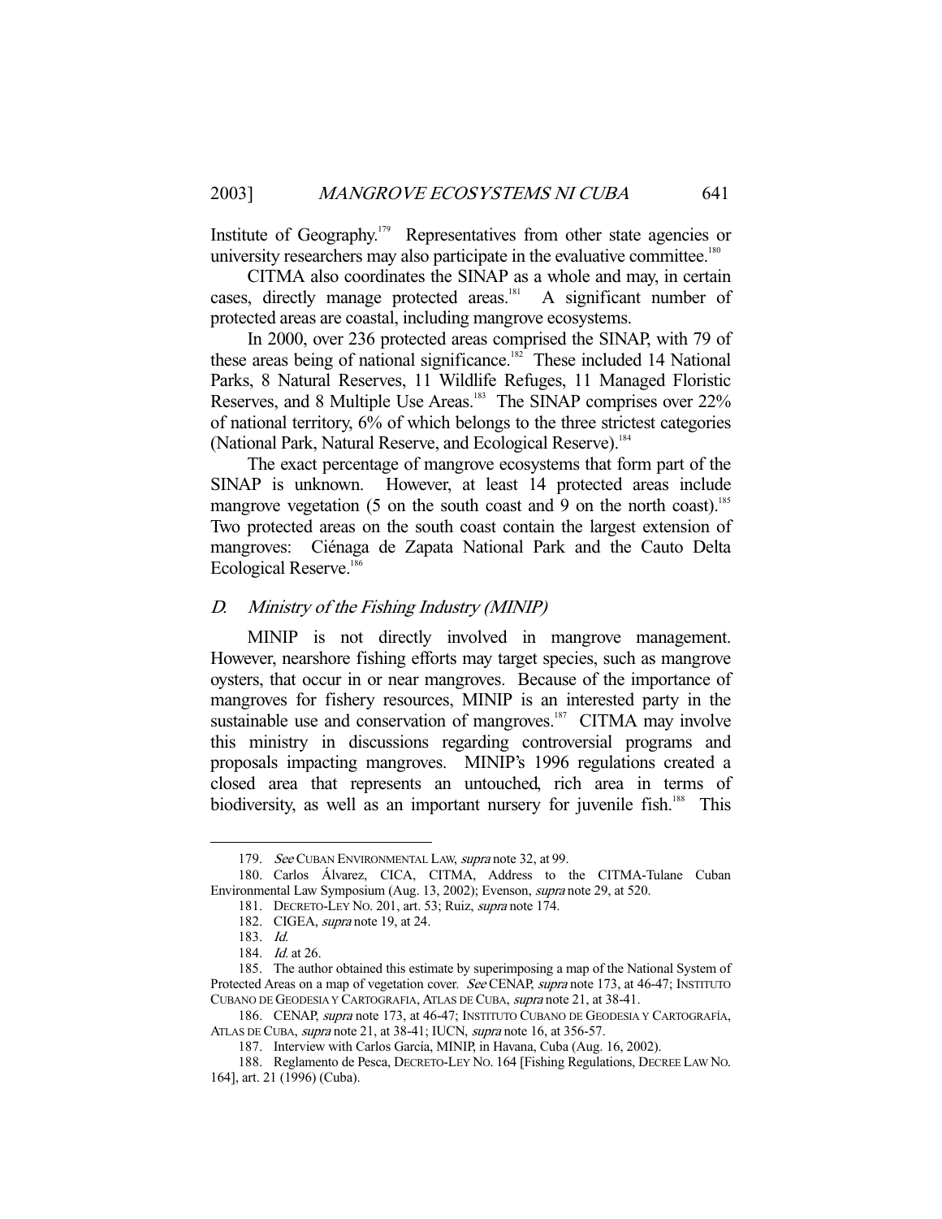Institute of Geography.[179] Representatives from other state agencies or university researchers may also participate in the evaluative committee.[180]

CITMA also coordinates the SINAP as a whole and may, in certain cases, directly manage protected areas.[181] A significant number of protected areas are coastal, including mangrove ecosystems.

In 2000, over 236 protected areas comprised the SINAP, with 79 of these areas being of national significance.[182] These included 14 National Parks, 8 Natural Reserves, 11 Wildlife Refuges, 11 Managed Floristic Reserves, and 8 Multiple Use Areas.[183] The SINAP comprises over 22% of national territory, 6% of which belongs to the three strictest categories (National Park, Natural Reserve, and Ecological Reserve).[184]

The exact percentage of mangrove ecosystems that form part of the SINAP is unknown. However, at least 14 protected areas include mangrove vegetation (5 on the south coast and 9 on the north coast).[185] Two protected areas on the south coast contain the largest extension of mangroves: Ciénaga de Zapata National Park and the Cauto Delta Ecological Reserve.[186]

### *D. Ministry of the Fishing Industry (MINIP)*

MINIP is not directly involved in mangrove management. However, nearshore fishing efforts may target species, such as mangrove oysters, that occur in or near mangroves. Because of the importance of mangroves for fishery resources, MINIP is an interested party in the sustainable use and conservation of mangroves.[187] CITMA may involve this ministry in discussions regarding controversial programs and proposals impacting mangroves. MINIP's 1996 regulations created a closed area that represents an untouched, rich area in terms of biodiversity, as well as an important nursery for juvenile fish.[188] This

---

179. *See* CUBAN ENVIRONMENTAL LAW, *supra* note 32, at 99.

180. Carlos Álvarez, CICA, CITMA, Address to the CITMA-Tulane Cuban Environmental Law Symposium (Aug. 13, 2002); Evenson, *supra* note 29, at 520.

181. DECRETO-LEY NO. 201, art. 53; Ruiz, *supra* note 174.

182. CIGEA, *supra* note 19, at 24.

183. *Id.*

184. *Id.* at 26.

185. The author obtained this estimate by superimposing a map of the National System of Protected Areas on a map of vegetation cover. *See* CENAP, *supra* note 173, at 46-47; INSTITUTO CUBANO DE GEODESIA Y CARTOGRAFIA, ATLAS DE CUBA, *supra* note 21, at 38-41.

186. CENAP, *supra* note 173, at 46-47; INSTITUTO CUBANO DE GEODESIA Y CARTOGRAFÍA, ATLAS DE CUBA, *supra* note 21, at 38-41; IUCN, *supra* note 16, at 356-57.

187. Interview with Carlos García, MINIP, in Havana, Cuba (Aug. 16, 2002).

188. Reglamento de Pesca, DECRETO-LEY NO. 164 [Fishing Regulations, DECREE LAW NO. 164], art. 21 (1996) (Cuba).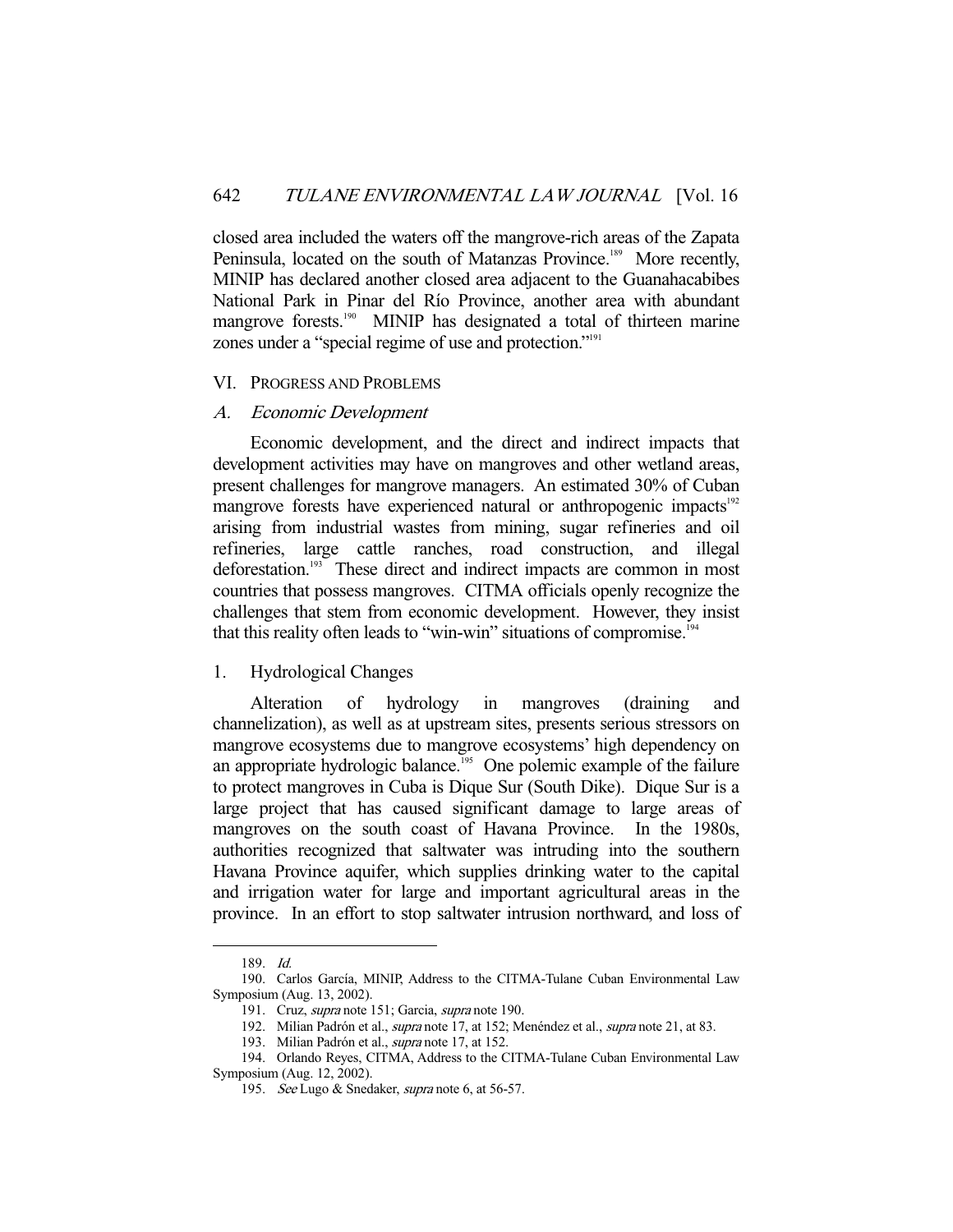closed area included the waters off the mangrove-rich areas of the Zapata Peninsula, located on the south of Matanzas Province.[189] More recently, MINIP has declared another closed area adjacent to the Guanahacabibes National Park in Pinar del Río Province, another area with abundant mangrove forests.[190] MINIP has designated a total of thirteen marine zones under a "special regime of use and protection."[191]

## VI. Progress and Problems

### A. *Economic Development*

Economic development, and the direct and indirect impacts that development activities may have on mangroves and other wetland areas, present challenges for mangrove managers. An estimated 30% of Cuban mangrove forests have experienced natural or anthropogenic impacts[192] arising from industrial wastes from mining, sugar refineries and oil refineries, large cattle ranches, road construction, and illegal deforestation.[193] These direct and indirect impacts are common in most countries that possess mangroves. CITMA officials openly recognize the challenges that stem from economic development. However, they insist that this reality often leads to "win-win" situations of compromise.[194]

#### 1. Hydrological Changes

Alteration of hydrology in mangroves (draining and channelization), as well as at upstream sites, presents serious stressors on mangrove ecosystems due to mangrove ecosystems' high dependency on an appropriate hydrologic balance.[195] One polemic example of the failure to protect mangroves in Cuba is Dique Sur (South Dike). Dique Sur is a large project that has caused significant damage to large areas of mangroves on the south coast of Havana Province. In the 1980s, authorities recognized that saltwater was intruding into the southern Havana Province aquifer, which supplies drinking water to the capital and irrigation water for large and important agricultural areas in the province. In an effort to stop saltwater intrusion northward, and loss of

---

189. *Id.*

190. Carlos García, MINIP, Address to the CITMA-Tulane Cuban Environmental Law Symposium (Aug. 13, 2002).

191. Cruz, *supra* note 151; Garcia, *supra* note 190.

192. Milian Padrón et al., *supra* note 17, at 152; Menéndez et al., *supra* note 21, at 83.

193. Milian Padrón et al., *supra* note 17, at 152.

194. Orlando Reyes, CITMA, Address to the CITMA-Tulane Cuban Environmental Law Symposium (Aug. 12, 2002).

195. *See* Lugo & Snedaker, *supra* note 6, at 56-57.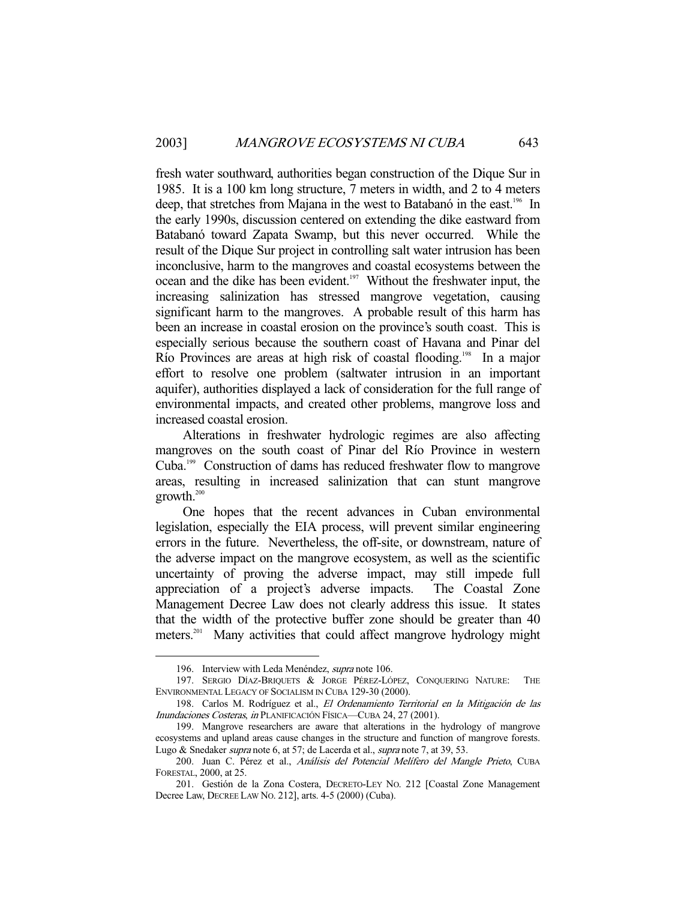fresh water southward, authorities began construction of the Dique Sur in 1985. It is a 100 km long structure, 7 meters in width, and 2 to 4 meters deep, that stretches from Majana in the west to Batabanó in the east.[196] In the early 1990s, discussion centered on extending the dike eastward from Batabanó toward Zapata Swamp, but this never occurred. While the result of the Dique Sur project in controlling salt water intrusion has been inconclusive, harm to the mangroves and coastal ecosystems between the ocean and the dike has been evident.[197] Without the freshwater input, the increasing salinization has stressed mangrove vegetation, causing significant harm to the mangroves. A probable result of this harm has been an increase in coastal erosion on the province's south coast. This is especially serious because the southern coast of Havana and Pinar del Río Provinces are areas at high risk of coastal flooding.[198] In a major effort to resolve one problem (saltwater intrusion in an important aquifer), authorities displayed a lack of consideration for the full range of environmental impacts, and created other problems, mangrove loss and increased coastal erosion.

Alterations in freshwater hydrologic regimes are also affecting mangroves on the south coast of Pinar del Río Province in western Cuba.[199] Construction of dams has reduced freshwater flow to mangrove areas, resulting in increased salinization that can stunt mangrove growth.[200]

One hopes that the recent advances in Cuban environmental legislation, especially the EIA process, will prevent similar engineering errors in the future. Nevertheless, the off-site, or downstream, nature of the adverse impact on the mangrove ecosystem, as well as the scientific uncertainty of proving the adverse impact, may still impede full appreciation of a project's adverse impacts. The Coastal Zone Management Decree Law does not clearly address this issue. It states that the width of the protective buffer zone should be greater than 40 meters.[201] Many activities that could affect mangrove hydrology might

---

196. Interview with Leda Menéndez, *supra* note 106.

197. SERGIO DÍAZ-BRIQUETS & JORGE PÉREZ-LÓPEZ, CONQUERING NATURE: THE ENVIRONMENTAL LEGACY OF SOCIALISM IN CUBA 129-30 (2000).

198. Carlos M. Rodríguez et al., *El Ordenamiento Territorial en la Mitigación de las Inundaciones Costeras*, *in* PLANIFICACIÓN FÍSICA—CUBA 24, 27 (2001).

199. Mangrove researchers are aware that alterations in the hydrology of mangrove ecosystems and upland areas cause changes in the structure and function of mangrove forests. Lugo & Snedaker *supra* note 6, at 57; de Lacerda et al., *supra* note 7, at 39, 53.

200. Juan C. Pérez et al., *Análisis del Potencial Melífero del Mangle Prieto*, CUBA FORESTAL, 2000, at 25.

201. Gestión de la Zona Costera, DECRETO-LEY NO. 212 [Coastal Zone Management Decree Law, DECREE LAW NO. 212], arts. 4-5 (2000) (Cuba).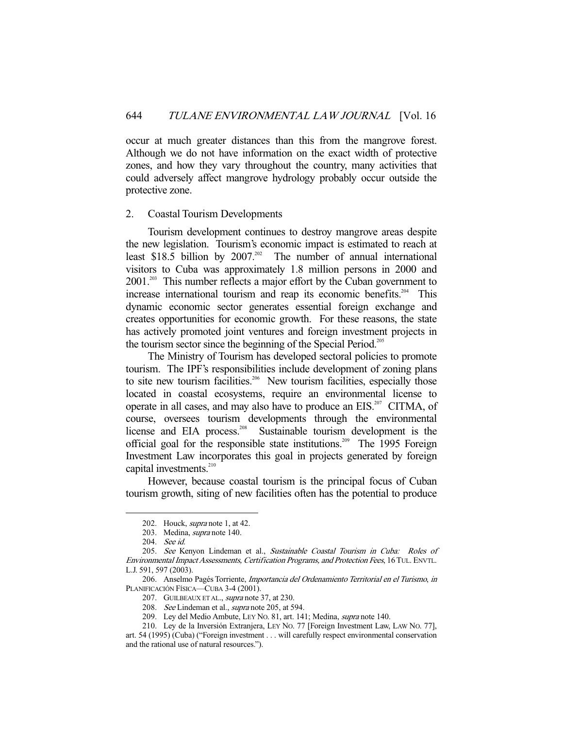occur at much greater distances than this from the mangrove forest. Although we do not have information on the exact width of protective zones, and how they vary throughout the country, many activities that could adversely affect mangrove hydrology probably occur outside the protective zone.

### 2. Coastal Tourism Developments

Tourism development continues to destroy mangrove areas despite the new legislation. Tourism's economic impact is estimated to reach at least \$18.5 billion by 2007.[202] The number of annual international visitors to Cuba was approximately 1.8 million persons in 2000 and 2001.[203] This number reflects a major effort by the Cuban government to increase international tourism and reap its economic benefits.[204] This dynamic economic sector generates essential foreign exchange and creates opportunities for economic growth. For these reasons, the state has actively promoted joint ventures and foreign investment projects in the tourism sector since the beginning of the Special Period.[205]

The Ministry of Tourism has developed sectoral policies to promote tourism. The IPF's responsibilities include development of zoning plans to site new tourism facilities.[206] New tourism facilities, especially those located in coastal ecosystems, require an environmental license to operate in all cases, and may also have to produce an EIS.[207] CITMA, of course, oversees tourism developments through the environmental license and EIA process.[208] Sustainable tourism development is the official goal for the responsible state institutions.[209] The 1995 Foreign Investment Law incorporates this goal in projects generated by foreign capital investments.[210]

However, because coastal tourism is the principal focus of Cuban tourism growth, siting of new facilities often has the potential to produce

---

202. Houck, *supra* note 1, at 42.

203. Medina, *supra* note 140.

204. *See id.*

205. *See* Kenyon Lindeman et al., *Sustainable Coastal Tourism in Cuba: Roles of Environmental Impact Assessments, Certification Programs, and Protection Fees*, 16 TUL. ENVTL. L.J. 591, 597 (2003).

206. Anselmo Pagés Torriente, *Importancia del Ordenamiento Territorial en el Turismo*, *in* PLANIFICACIÓN FÍSICA—CUBA 3-4 (2001).

207. GUILBEAUX ET AL., *supra* note 37, at 230.

208. *See* Lindeman et al., *supra* note 205, at 594.

209. Ley del Medio Ambute, LEY NO. 81, art. 141; Medina, *supra* note 140.

210. Ley de la Inversión Extranjera, LEY NO. 77 [Foreign Investment Law, LAW NO. 77], art. 54 (1995) (Cuba) ("Foreign investment . . . will carefully respect environmental conservation and the rational use of natural resources.").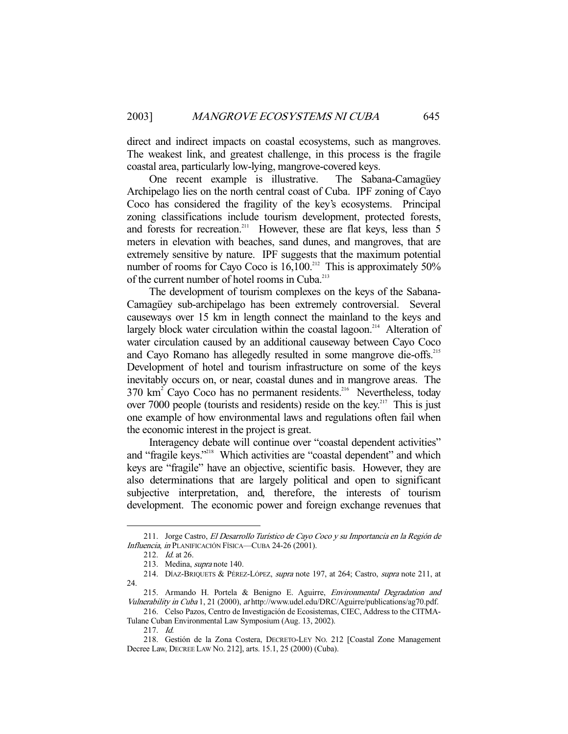direct and indirect impacts on coastal ecosystems, such as mangroves. The weakest link, and greatest challenge, in this process is the fragile coastal area, particularly low-lying, mangrove-covered keys.

One recent example is illustrative. The Sabana-Camagüey Archipelago lies on the north central coast of Cuba. IPF zoning of Cayo Coco has considered the fragility of the key's ecosystems. Principal zoning classifications include tourism development, protected forests, and forests for recreation.[211] However, these are flat keys, less than 5 meters in elevation with beaches, sand dunes, and mangroves, that are extremely sensitive by nature. IPF suggests that the maximum potential number of rooms for Cayo Coco is 16,100.[212] This is approximately 50% of the current number of hotel rooms in Cuba.[213]

The development of tourism complexes on the keys of the Sabana-Camagüey sub-archipelago has been extremely controversial. Several causeways over 15 km in length connect the mainland to the keys and largely block water circulation within the coastal lagoon.[214] Alteration of water circulation caused by an additional causeway between Cayo Coco and Cayo Romano has allegedly resulted in some mangrove die-offs.[215] Development of hotel and tourism infrastructure on some of the keys inevitably occurs on, or near, coastal dunes and in mangrove areas. The 370 km$^2$ Cayo Coco has no permanent residents.[216] Nevertheless, today over 7000 people (tourists and residents) reside on the key.[217] This is just one example of how environmental laws and regulations often fail when the economic interest in the project is great.

Interagency debate will continue over "coastal dependent activities" and "fragile keys."[218] Which activities are "coastal dependent" and which keys are "fragile" have an objective, scientific basis. However, they are also determinations that are largely political and open to significant subjective interpretation, and, therefore, the interests of tourism development. The economic power and foreign exchange revenues that

---

211. Jorge Castro, *El Desarrollo Turístico de Cayo Coco y su Importancia en la Región de Influencia*, *in* PLANIFICACIÓN FÍSICA—CUBA 24-26 (2001).

212. *Id.* at 26.

213. Medina, *supra* note 140.

214. DÍAZ-BRIQUETS & PÉREZ-LÓPEZ, *supra* note 197, at 264; Castro, *supra* note 211, at 24.

215. Armando H. Portela & Benigno E. Aguirre, *Environmental Degradation and Vulnerability in Cuba* 1, 21 (2000), *at* http://www.udel.edu/DRC/Aguirre/publications/ag70.pdf.

216. Celso Pazos, Centro de Investigación de Ecosistemas, CIEC, Address to the CITMA-Tulane Cuban Environmental Law Symposium (Aug. 13, 2002).

217. *Id.*

218. Gestión de la Zona Costera, DECRETO-LEY NO. 212 [Coastal Zone Management Decree Law, DECREE LAW NO. 212], arts. 15.1, 25 (2000) (Cuba).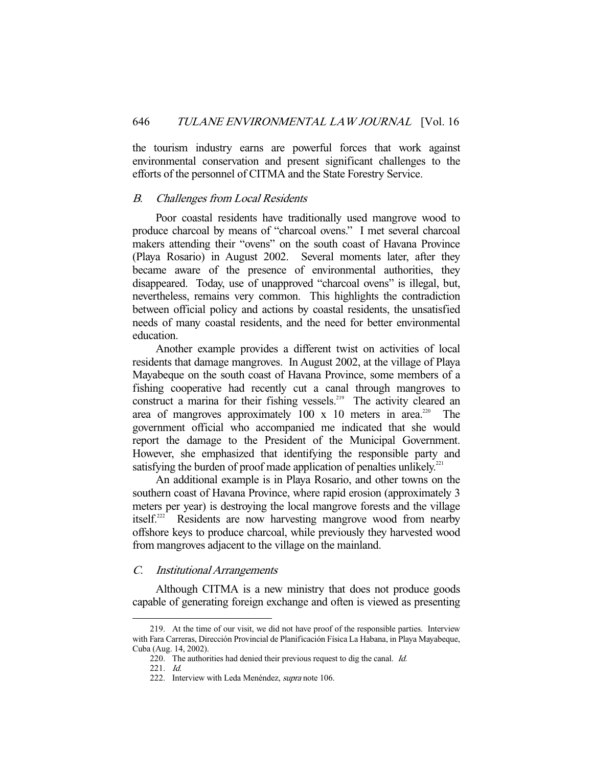the tourism industry earns are powerful forces that work against environmental conservation and present significant challenges to the efforts of the personnel of CITMA and the State Forestry Service.

### *B. Challenges from Local Residents*

Poor coastal residents have traditionally used mangrove wood to produce charcoal by means of "charcoal ovens." I met several charcoal makers attending their "ovens" on the south coast of Havana Province (Playa Rosario) in August 2002. Several moments later, after they became aware of the presence of environmental authorities, they disappeared. Today, use of unapproved "charcoal ovens" is illegal, but, nevertheless, remains very common. This highlights the contradiction between official policy and actions by coastal residents, the unsatisfied needs of many coastal residents, and the need for better environmental education.

Another example provides a different twist on activities of local residents that damage mangroves. In August 2002, at the village of Playa Mayabeque on the south coast of Havana Province, some members of a fishing cooperative had recently cut a canal through mangroves to construct a marina for their fishing vessels.[219] The activity cleared an area of mangroves approximately 100 x 10 meters in area.[220] The government official who accompanied me indicated that she would report the damage to the President of the Municipal Government. However, she emphasized that identifying the responsible party and satisfying the burden of proof made application of penalties unlikely.[221]

An additional example is in Playa Rosario, and other towns on the southern coast of Havana Province, where rapid erosion (approximately 3 meters per year) is destroying the local mangrove forests and the village itself.[222] Residents are now harvesting mangrove wood from nearby offshore keys to produce charcoal, while previously they harvested wood from mangroves adjacent to the village on the mainland.

### *C. Institutional Arrangements*

Although CITMA is a new ministry that does not produce goods capable of generating foreign exchange and often is viewed as presenting

---

219. At the time of our visit, we did not have proof of the responsible parties. Interview with Fara Carreras, Dirección Provincial de Planificación Física La Habana, in Playa Mayabeque, Cuba (Aug. 14, 2002).

220. The authorities had denied their previous request to dig the canal. *Id.*

221. *Id.*

222. Interview with Leda Menéndez, *supra* note 106.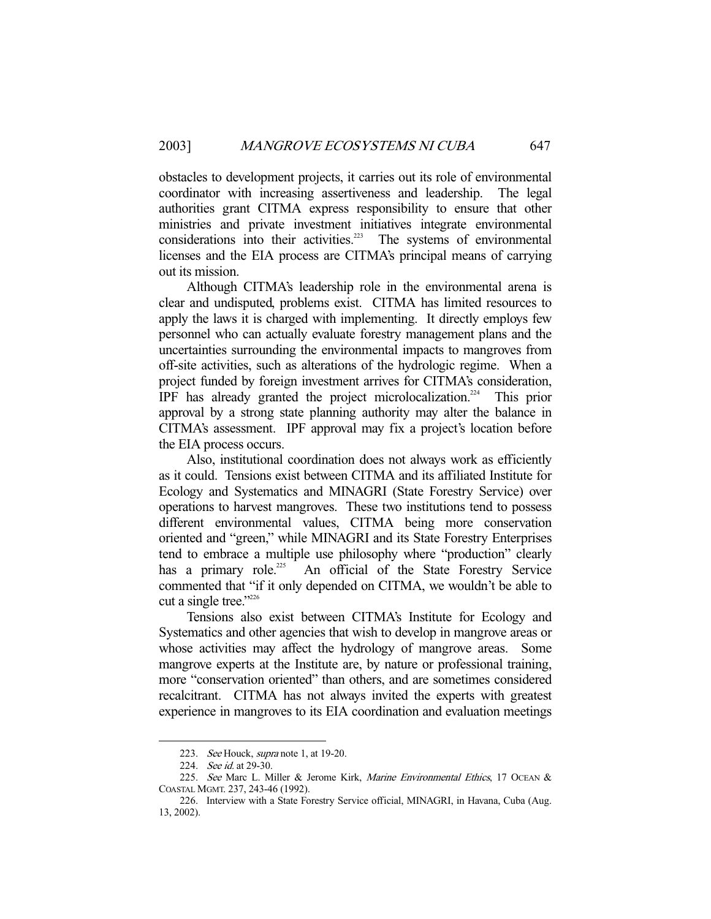obstacles to development projects, it carries out its role of environmental coordinator with increasing assertiveness and leadership. The legal authorities grant CITMA express responsibility to ensure that other ministries and private investment initiatives integrate environmental considerations into their activities.[223] The systems of environmental licenses and the EIA process are CITMA's principal means of carrying out its mission.

Although CITMA's leadership role in the environmental arena is clear and undisputed, problems exist. CITMA has limited resources to apply the laws it is charged with implementing. It directly employs few personnel who can actually evaluate forestry management plans and the uncertainties surrounding the environmental impacts to mangroves from off-site activities, such as alterations of the hydrologic regime. When a project funded by foreign investment arrives for CITMA's consideration, IPF has already granted the project microlocalization.[224] This prior approval by a strong state planning authority may alter the balance in CITMA's assessment. IPF approval may fix a project's location before the EIA process occurs.

Also, institutional coordination does not always work as efficiently as it could. Tensions exist between CITMA and its affiliated Institute for Ecology and Systematics and MINAGRI (State Forestry Service) over operations to harvest mangroves. These two institutions tend to possess different environmental values, CITMA being more conservation oriented and "green," while MINAGRI and its State Forestry Enterprises tend to embrace a multiple use philosophy where "production" clearly has a primary role.[225] An official of the State Forestry Service commented that "if it only depended on CITMA, we wouldn't be able to cut a single tree."[226]

Tensions also exist between CITMA's Institute for Ecology and Systematics and other agencies that wish to develop in mangrove areas or whose activities may affect the hydrology of mangrove areas. Some mangrove experts at the Institute are, by nature or professional training, more "conservation oriented" than others, and are sometimes considered recalcitrant. CITMA has not always invited the experts with greatest experience in mangroves to its EIA coordination and evaluation meetings

---

223. *See* Houck, *supra* note 1, at 19-20.

224. *See id.* at 29-30.

225. *See* Marc L. Miller & Jerome Kirk, *Marine Environmental Ethics*, 17 OCEAN & COASTAL MGMT. 237, 243-46 (1992).

226. Interview with a State Forestry Service official, MINAGRI, in Havana, Cuba (Aug. 13, 2002).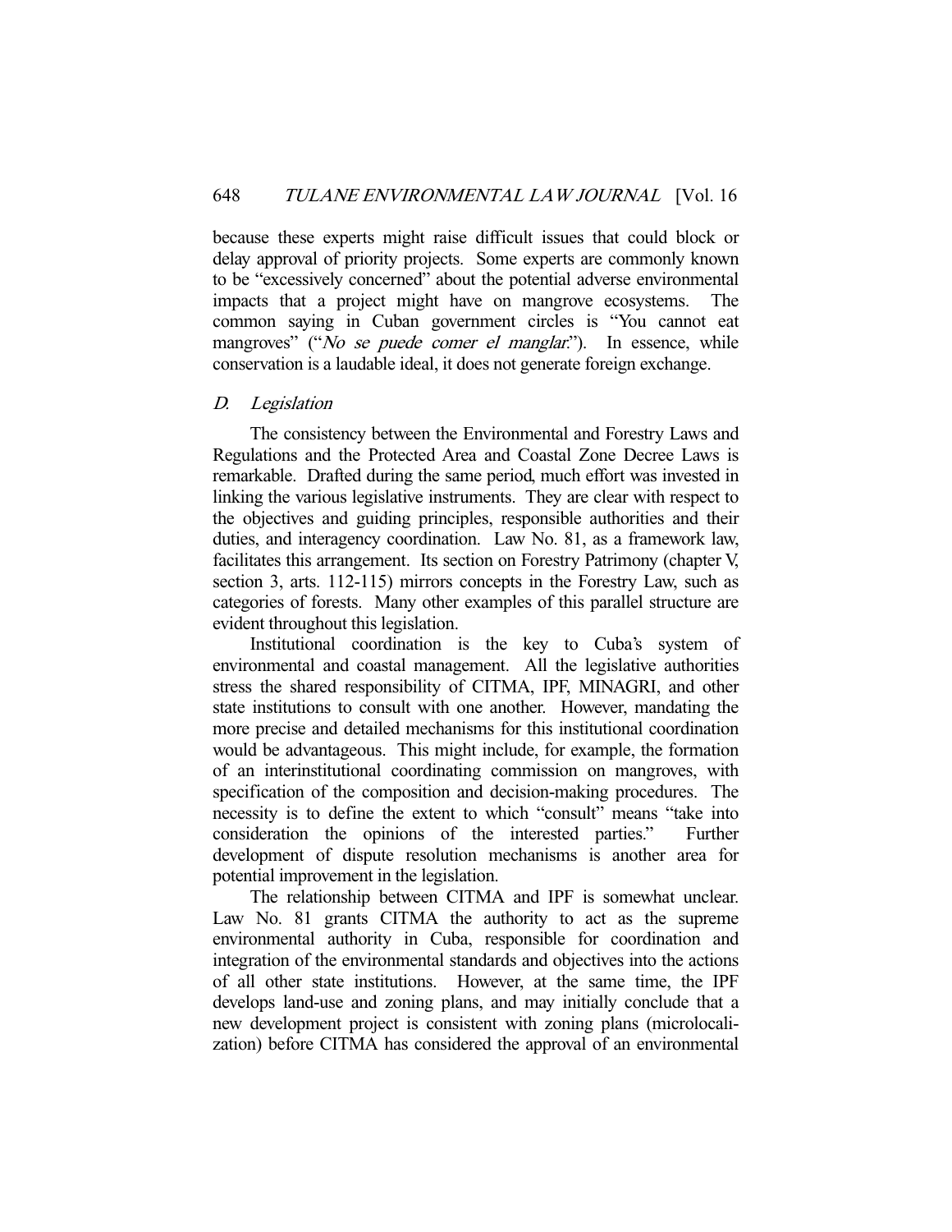because these experts might raise difficult issues that could block or delay approval of priority projects. Some experts are commonly known to be "excessively concerned" about the potential adverse environmental impacts that a project might have on mangrove ecosystems. The common saying in Cuban government circles is "You cannot eat mangroves" ("*No se puede comer el manglar*."). In essence, while conservation is a laudable ideal, it does not generate foreign exchange.

### *D. Legislation*

The consistency between the Environmental and Forestry Laws and Regulations and the Protected Area and Coastal Zone Decree Laws is remarkable. Drafted during the same period, much effort was invested in linking the various legislative instruments. They are clear with respect to the objectives and guiding principles, responsible authorities and their duties, and interagency coordination. Law No. 81, as a framework law, facilitates this arrangement. Its section on Forestry Patrimony (chapter V, section 3, arts. 112-115) mirrors concepts in the Forestry Law, such as categories of forests. Many other examples of this parallel structure are evident throughout this legislation.

Institutional coordination is the key to Cuba's system of environmental and coastal management. All the legislative authorities stress the shared responsibility of CITMA, IPF, MINAGRI, and other state institutions to consult with one another. However, mandating the more precise and detailed mechanisms for this institutional coordination would be advantageous. This might include, for example, the formation of an interinstitutional coordinating commission on mangroves, with specification of the composition and decision-making procedures. The necessity is to define the extent to which "consult" means "take into consideration the opinions of the interested parties." Further development of dispute resolution mechanisms is another area for potential improvement in the legislation.

The relationship between CITMA and IPF is somewhat unclear. Law No. 81 grants CITMA the authority to act as the supreme environmental authority in Cuba, responsible for coordination and integration of the environmental standards and objectives into the actions of all other state institutions. However, at the same time, the IPF develops land-use and zoning plans, and may initially conclude that a new development project is consistent with zoning plans (microlocalization) before CITMA has considered the approval of an environmental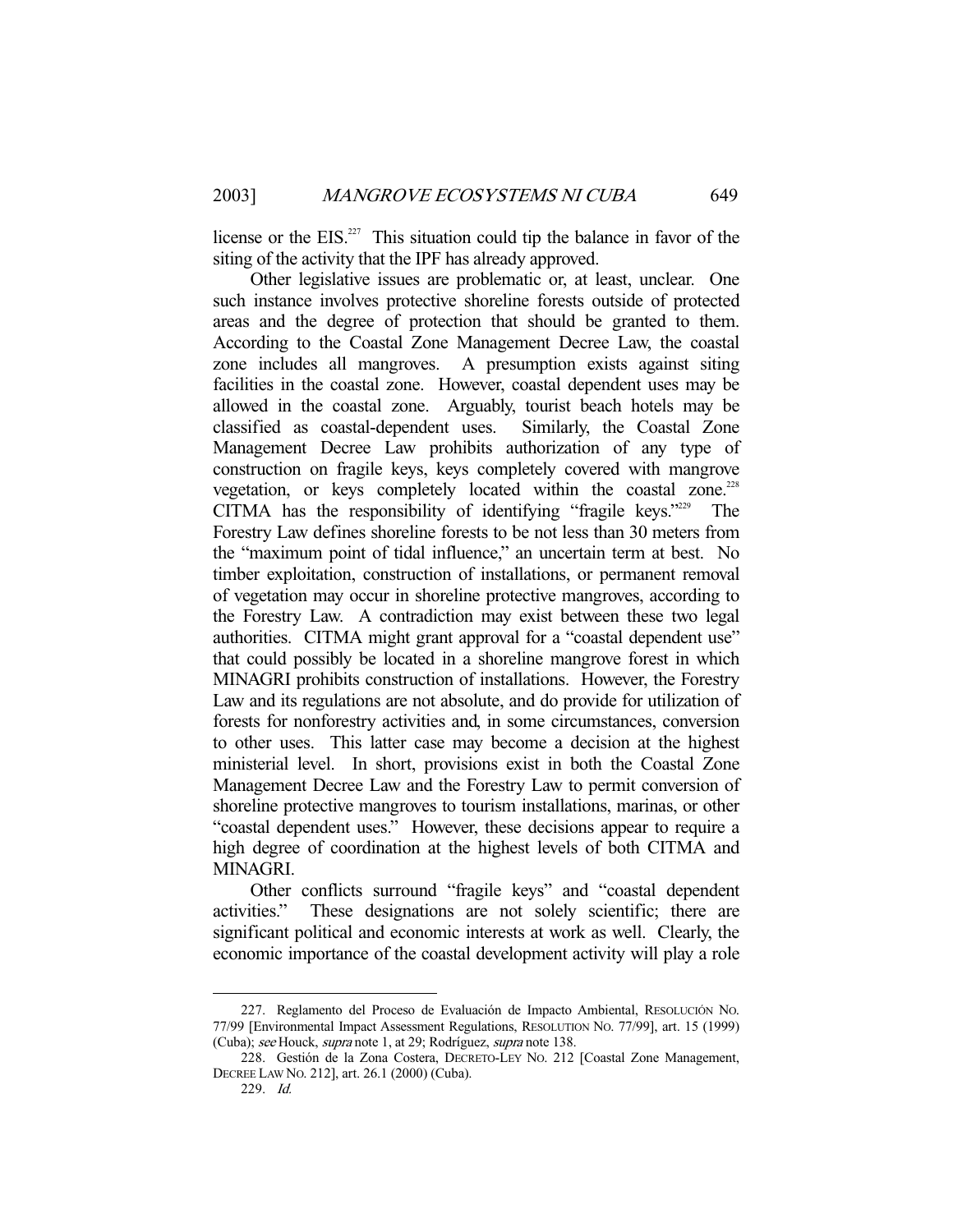license or the EIS.[227] This situation could tip the balance in favor of the siting of the activity that the IPF has already approved.

Other legislative issues are problematic or, at least, unclear. One such instance involves protective shoreline forests outside of protected areas and the degree of protection that should be granted to them. According to the Coastal Zone Management Decree Law, the coastal zone includes all mangroves. A presumption exists against siting facilities in the coastal zone. However, coastal dependent uses may be allowed in the coastal zone. Arguably, tourist beach hotels may be classified as coastal-dependent uses. Similarly, the Coastal Zone Management Decree Law prohibits authorization of any type of construction on fragile keys, keys completely covered with mangrove vegetation, or keys completely located within the coastal zone.[228] CITMA has the responsibility of identifying "fragile keys."[229] The Forestry Law defines shoreline forests to be not less than 30 meters from the "maximum point of tidal influence," an uncertain term at best. No timber exploitation, construction of installations, or permanent removal of vegetation may occur in shoreline protective mangroves, according to the Forestry Law. A contradiction may exist between these two legal authorities. CITMA might grant approval for a "coastal dependent use" that could possibly be located in a shoreline mangrove forest in which MINAGRI prohibits construction of installations. However, the Forestry Law and its regulations are not absolute, and do provide for utilization of forests for nonforestry activities and, in some circumstances, conversion to other uses. This latter case may become a decision at the highest ministerial level. In short, provisions exist in both the Coastal Zone Management Decree Law and the Forestry Law to permit conversion of shoreline protective mangroves to tourism installations, marinas, or other "coastal dependent uses." However, these decisions appear to require a high degree of coordination at the highest levels of both CITMA and MINAGRI.

Other conflicts surround "fragile keys" and "coastal dependent activities." These designations are not solely scientific; there are significant political and economic interests at work as well. Clearly, the economic importance of the coastal development activity will play a role

---

227. Reglamento del Proceso de Evaluación de Impacto Ambiental, RESOLUCIÓN NO. 77/99 [Environmental Impact Assessment Regulations, RESOLUTION NO. 77/99], art. 15 (1999) (Cuba); *see* Houck, *supra* note 1, at 29; Rodríguez, *supra* note 138.

228. Gestión de la Zona Costera, DECRETO-LEY NO. 212 [Coastal Zone Management, DECREE LAW NO. 212], art. 26.1 (2000) (Cuba).

229. *Id.*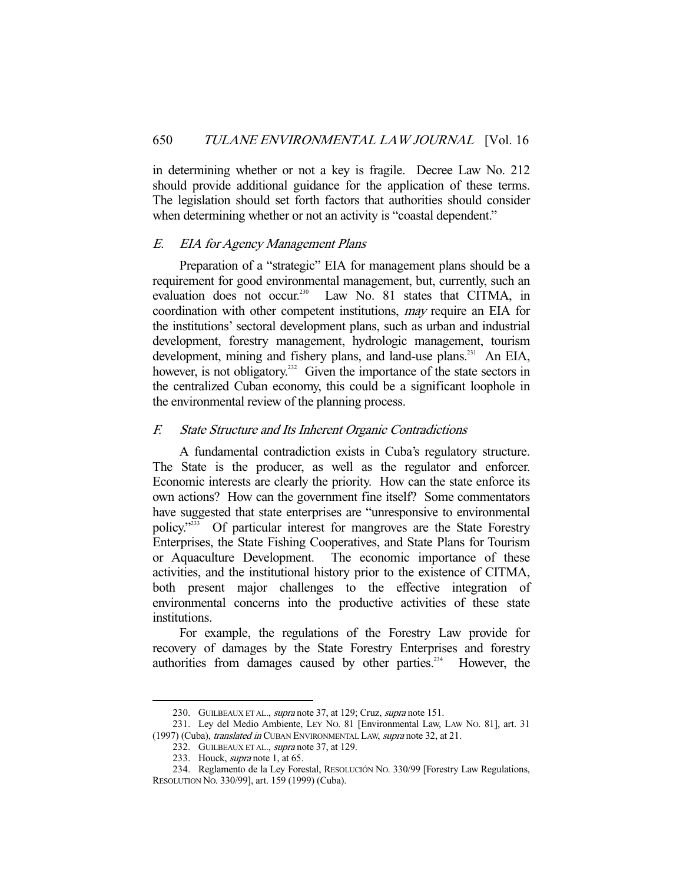in determining whether or not a key is fragile. Decree Law No. 212 should provide additional guidance for the application of these terms. The legislation should set forth factors that authorities should consider when determining whether or not an activity is "coastal dependent."

### E. *EIA for Agency Management Plans*

Preparation of a "strategic" EIA for management plans should be a requirement for good environmental management, but, currently, such an evaluation does not occur.[230] Law No. 81 states that CITMA, in coordination with other competent institutions, *may* require an EIA for the institutions' sectoral development plans, such as urban and industrial development, forestry management, hydrologic management, tourism development, mining and fishery plans, and land-use plans.[231] An EIA, however, is not obligatory.[232] Given the importance of the state sectors in the centralized Cuban economy, this could be a significant loophole in the environmental review of the planning process.

### F. *State Structure and Its Inherent Organic Contradictions*

A fundamental contradiction exists in Cuba's regulatory structure. The State is the producer, as well as the regulator and enforcer. Economic interests are clearly the priority. How can the state enforce its own actions? How can the government fine itself? Some commentators have suggested that state enterprises are "unresponsive to environmental policy."[233] Of particular interest for mangroves are the State Forestry Enterprises, the State Fishing Cooperatives, and State Plans for Tourism or Aquaculture Development. The economic importance of these activities, and the institutional history prior to the existence of CITMA, both present major challenges to the effective integration of environmental concerns into the productive activities of these state institutions.

For example, the regulations of the Forestry Law provide for recovery of damages by the State Forestry Enterprises and forestry authorities from damages caused by other parties.[234] However, the

---

230. GUILBEAUX ET AL., *supra* note 37, at 129; Cruz, *supra* note 151.

231. Ley del Medio Ambiente, LEY NO. 81 [Environmental Law, LAW NO. 81], art. 31 (1997) (Cuba), *translated in* CUBAN ENVIRONMENTAL LAW, *supra* note 32, at 21.

232. GUILBEAUX ET AL., *supra* note 37, at 129.

233. Houck, *supra* note 1, at 65.

234. Reglamento de la Ley Forestal, RESOLUCIÓN NO. 330/99 [Forestry Law Regulations, RESOLUTION NO. 330/99], art. 159 (1999) (Cuba).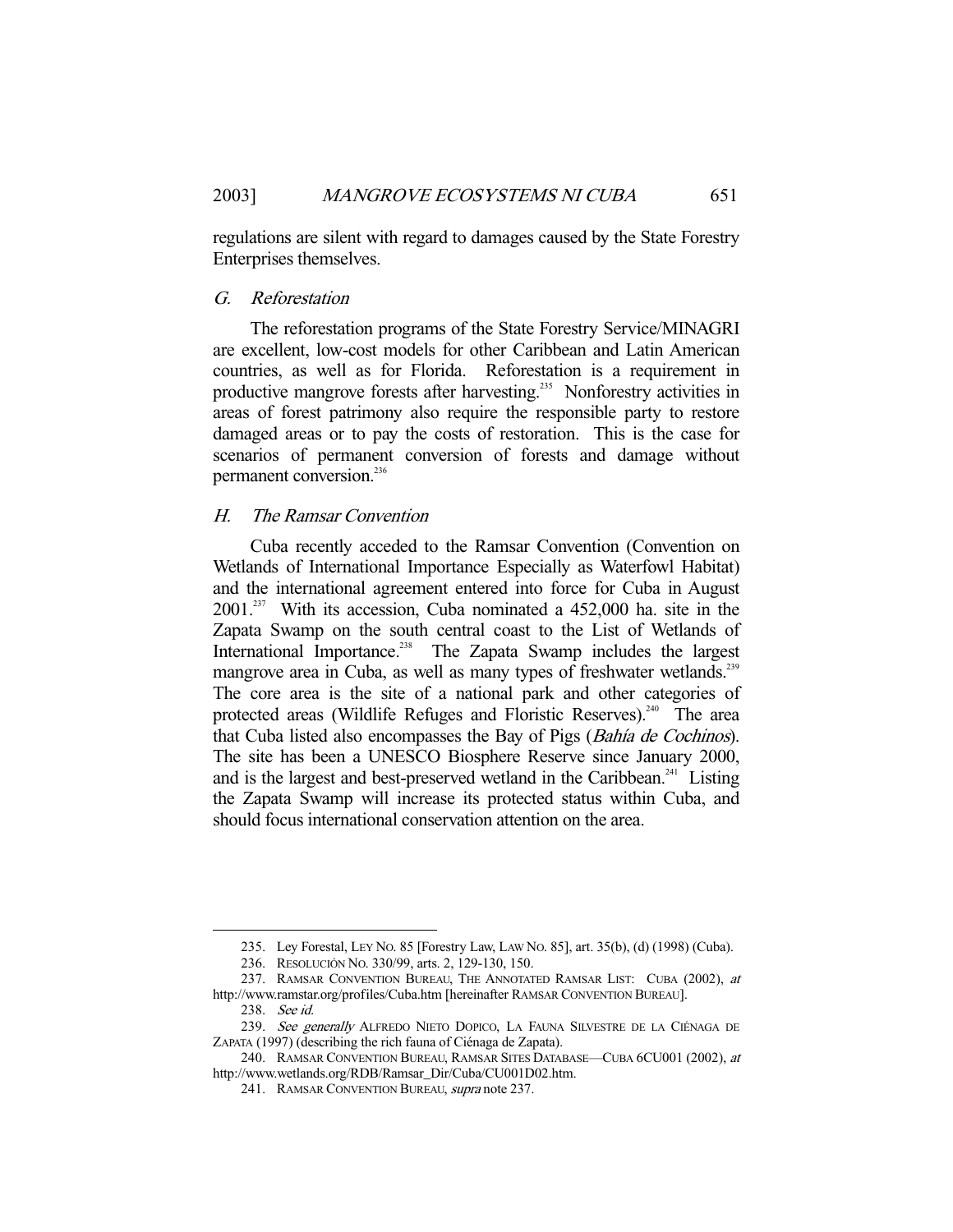regulations are silent with regard to damages caused by the State Forestry Enterprises themselves.

### *G. Reforestation*

The reforestation programs of the State Forestry Service/MINAGRI are excellent, low-cost models for other Caribbean and Latin American countries, as well as for Florida. Reforestation is a requirement in productive mangrove forests after harvesting.[235] Nonforestry activities in areas of forest patrimony also require the responsible party to restore damaged areas or to pay the costs of restoration. This is the case for scenarios of permanent conversion of forests and damage without permanent conversion.[236]

### *H. The Ramsar Convention*

Cuba recently acceded to the Ramsar Convention (Convention on Wetlands of International Importance Especially as Waterfowl Habitat) and the international agreement entered into force for Cuba in August 2001.[237] With its accession, Cuba nominated a 452,000 ha. site in the Zapata Swamp on the south central coast to the List of Wetlands of International Importance.[238] The Zapata Swamp includes the largest mangrove area in Cuba, as well as many types of freshwater wetlands.[239] The core area is the site of a national park and other categories of protected areas (Wildlife Refuges and Floristic Reserves).[240] The area that Cuba listed also encompasses the Bay of Pigs (*Bahía de Cochinos*). The site has been a UNESCO Biosphere Reserve since January 2000, and is the largest and best-preserved wetland in the Caribbean.[241] Listing the Zapata Swamp will increase its protected status within Cuba, and should focus international conservation attention on the area.

---

235. Ley Forestal, LEY NO. 85 [Forestry Law, LAW NO. 85], art. 35(b), (d) (1998) (Cuba).

236. RESOLUCIÓN NO. 330/99, arts. 2, 129-130, 150.

237. RAMSAR CONVENTION BUREAU, THE ANNOTATED RAMSAR LIST: CUBA (2002), *at* http://www.ramstar.org/profiles/Cuba.htm [hereinafter RAMSAR CONVENTION BUREAU].

238. *See id.*

239. *See generally* ALFREDO NIETO DOPICO, LA FAUNA SILVESTRE DE LA CIÉNAGA DE ZAPATA (1997) (describing the rich fauna of Ciénaga de Zapata).

240. RAMSAR CONVENTION BUREAU, RAMSAR SITES DATABASE—CUBA 6CU001 (2002), *at* http://www.wetlands.org/RDB/Ramsar_Dir/Cuba/CU001D02.htm.

241. RAMSAR CONVENTION BUREAU, *supra* note 237.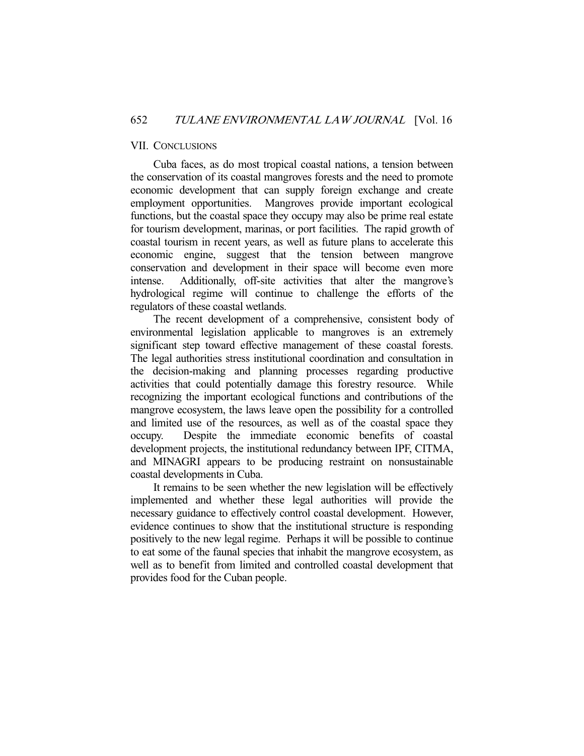## VII. Conclusions

Cuba faces, as do most tropical coastal nations, a tension between the conservation of its coastal mangroves forests and the need to promote economic development that can supply foreign exchange and create employment opportunities. Mangroves provide important ecological functions, but the coastal space they occupy may also be prime real estate for tourism development, marinas, or port facilities. The rapid growth of coastal tourism in recent years, as well as future plans to accelerate this economic engine, suggest that the tension between mangrove conservation and development in their space will become even more intense. Additionally, off-site activities that alter the mangrove's hydrological regime will continue to challenge the efforts of the regulators of these coastal wetlands.

The recent development of a comprehensive, consistent body of environmental legislation applicable to mangroves is an extremely significant step toward effective management of these coastal forests. The legal authorities stress institutional coordination and consultation in the decision-making and planning processes regarding productive activities that could potentially damage this forestry resource. While recognizing the important ecological functions and contributions of the mangrove ecosystem, the laws leave open the possibility for a controlled and limited use of the resources, as well as of the coastal space they occupy. Despite the immediate economic benefits of coastal development projects, the institutional redundancy between IPF, CITMA, and MINAGRI appears to be producing restraint on nonsustainable coastal developments in Cuba.

It remains to be seen whether the new legislation will be effectively implemented and whether these legal authorities will provide the necessary guidance to effectively control coastal development. However, evidence continues to show that the institutional structure is responding positively to the new legal regime. Perhaps it will be possible to continue to eat some of the faunal species that inhabit the mangrove ecosystem, as well as to benefit from limited and controlled coastal development that provides food for the Cuban people.